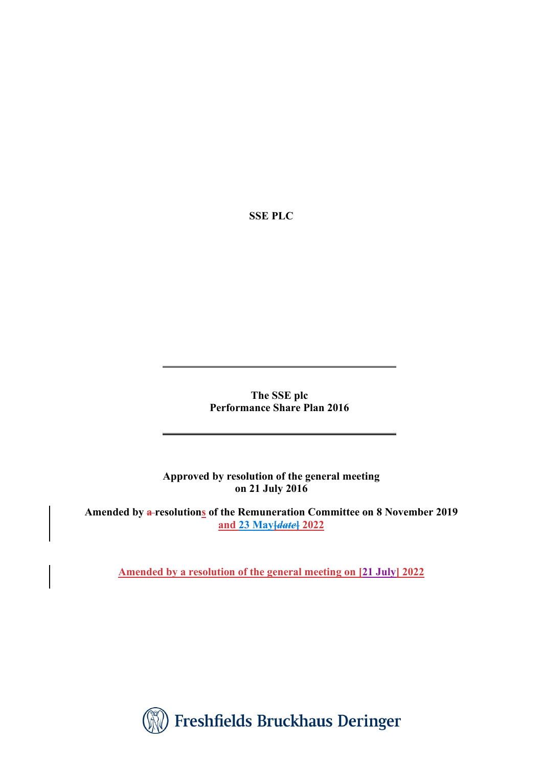**SSE PLC**

---

**The SSE plc**
**Performance Share Plan 2016**

---

**Approved by resolution of the general meeting on 21 July 2016**

**Amended by a resolutions of the Remuneration Committee on 8 November 2019 and 23 May[date] 2022**

**Amended by a resolution of the general meeting on [21 July] 2022**

Freshfields Bruckhaus Deringer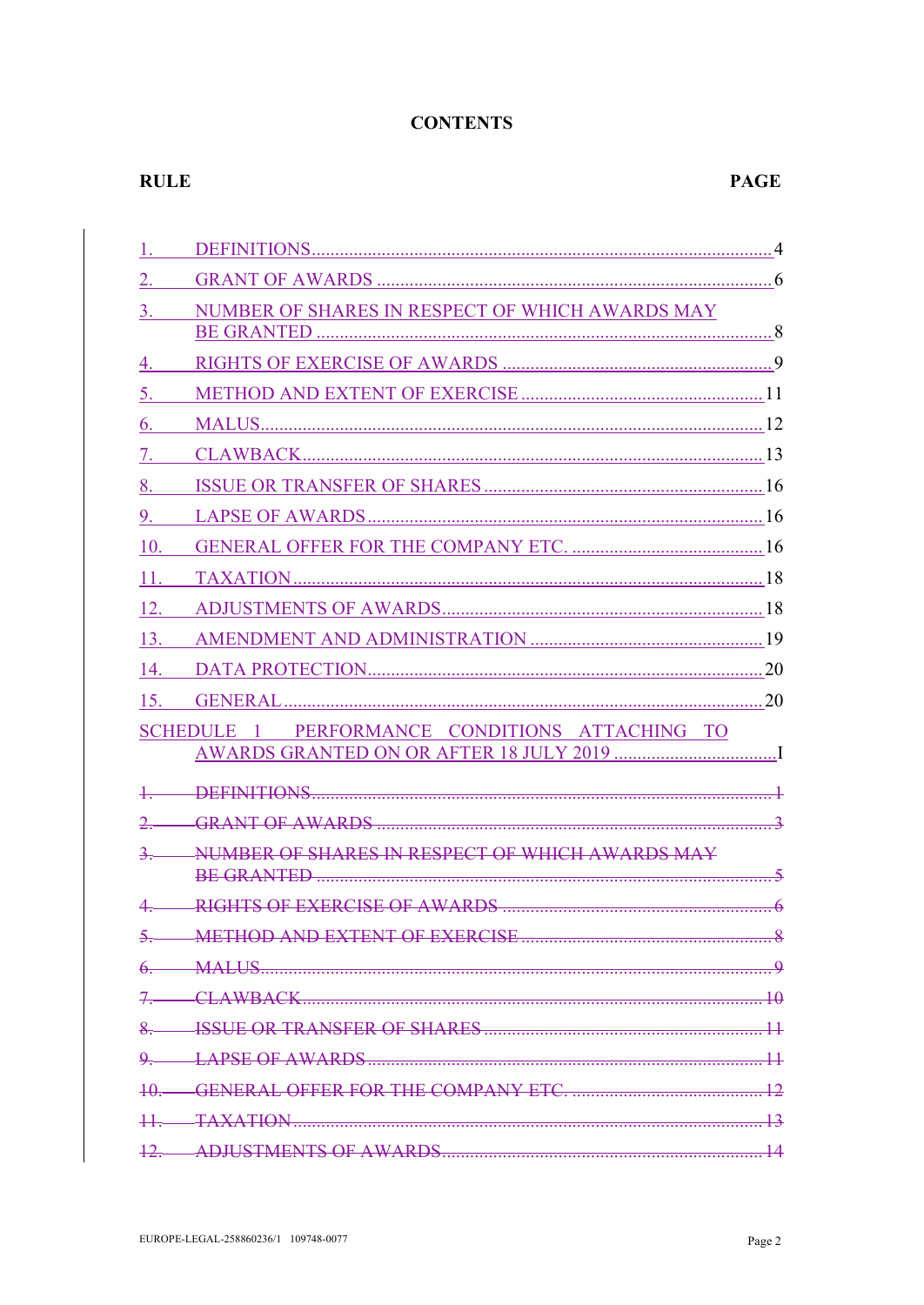# CONTENTS

| RULE | | PAGE |
|---|---|---|
| 1. | DEFINITIONS | 4 |
| 2. | GRANT OF AWARDS | 6 |
| 3. | NUMBER OF SHARES IN RESPECT OF WHICH AWARDS MAY BE GRANTED | 8 |
| 4. | RIGHTS OF EXERCISE OF AWARDS | 9 |
| 5. | METHOD AND EXTENT OF EXERCISE | 11 |
| 6. | MALUS | 12 |
| 7. | CLAWBACK | 13 |
| 8. | ISSUE OR TRANSFER OF SHARES | 16 |
| 9. | LAPSE OF AWARDS | 16 |
| 10. | GENERAL OFFER FOR THE COMPANY ETC. | 16 |
| 11. | TAXATION | 18 |
| 12. | ADJUSTMENTS OF AWARDS | 18 |
| 13. | AMENDMENT AND ADMINISTRATION | 19 |
| 14. | DATA PROTECTION | 20 |
| 15. | GENERAL | 20 |
| SCHEDULE 1 | PERFORMANCE CONDITIONS ATTACHING TO AWARDS GRANTED ON OR AFTER 18 JULY 2019 | I |
| ~~1.~~ | ~~DEFINITIONS~~ | ~~1~~ |
| ~~2.~~ | ~~GRANT OF AWARDS~~ | ~~3~~ |
| ~~3.~~ | ~~NUMBER OF SHARES IN RESPECT OF WHICH AWARDS MAY BE GRANTED~~ | ~~5~~ |
| ~~4.~~ | ~~RIGHTS OF EXERCISE OF AWARDS~~ | ~~6~~ |
| ~~5.~~ | ~~METHOD AND EXTENT OF EXERCISE~~ | ~~8~~ |
| ~~6.~~ | ~~MALUS~~ | ~~9~~ |
| ~~7.~~ | ~~CLAWBACK~~ | ~~10~~ |
| ~~8.~~ | ~~ISSUE OR TRANSFER OF SHARES~~ | ~~11~~ |
| ~~9.~~ | ~~LAPSE OF AWARDS~~ | ~~11~~ |
| ~~10.~~ | ~~GENERAL OFFER FOR THE COMPANY ETC.~~ | ~~12~~ |
| ~~11.~~ | ~~TAXATION~~ | ~~13~~ |
| ~~12.~~ | ~~ADJUSTMENTS OF AWARDS~~ | ~~14~~ |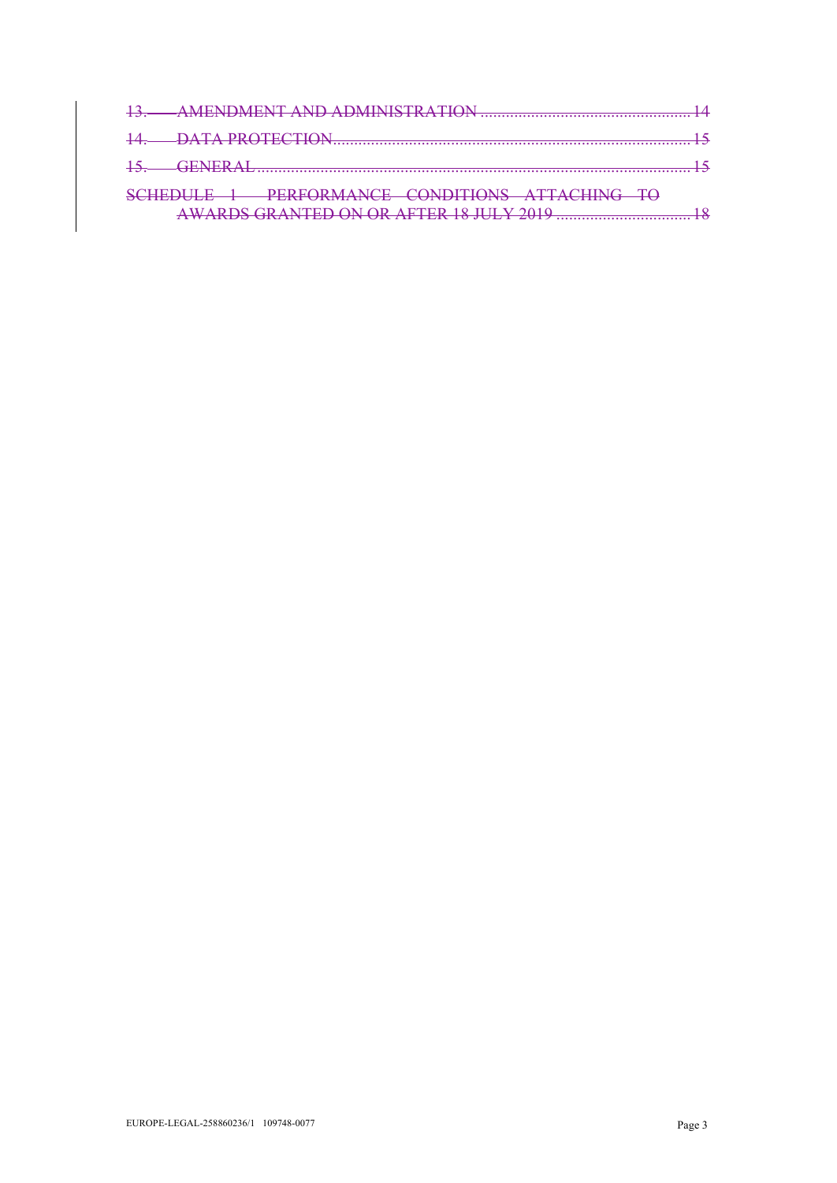13. AMENDMENT AND ADMINISTRATION ..... 14

14. DATA PROTECTION ..... 15

15. GENERAL ..... 15

SCHEDULE 1 PERFORMANCE CONDITIONS ATTACHING TO AWARDS GRANTED ON OR AFTER 18 JULY 2019 ..... 18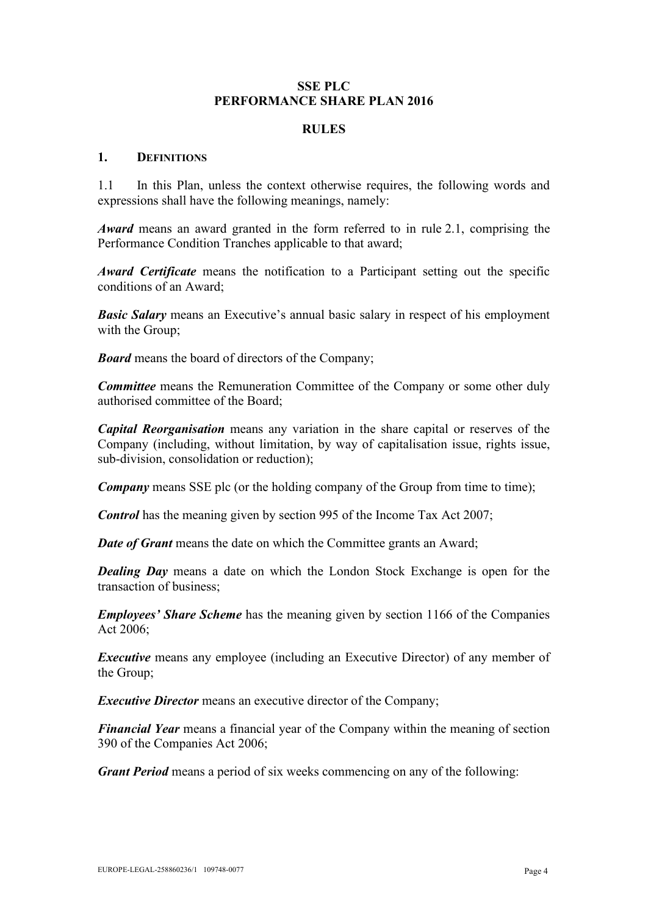**SSE PLC**
**PERFORMANCE SHARE PLAN 2016**

**RULES**

## 1. DEFINITIONS

1.1 In this Plan, unless the context otherwise requires, the following words and expressions shall have the following meanings, namely:

***Award*** means an award granted in the form referred to in rule 2.1, comprising the Performance Condition Tranches applicable to that award;

***Award Certificate*** means the notification to a Participant setting out the specific conditions of an Award;

***Basic Salary*** means an Executive's annual basic salary in respect of his employment with the Group;

***Board*** means the board of directors of the Company;

***Committee*** means the Remuneration Committee of the Company or some other duly authorised committee of the Board;

***Capital Reorganisation*** means any variation in the share capital or reserves of the Company (including, without limitation, by way of capitalisation issue, rights issue, sub-division, consolidation or reduction);

***Company*** means SSE plc (or the holding company of the Group from time to time);

***Control*** has the meaning given by section 995 of the Income Tax Act 2007;

***Date of Grant*** means the date on which the Committee grants an Award;

***Dealing Day*** means a date on which the London Stock Exchange is open for the transaction of business;

***Employees' Share Scheme*** has the meaning given by section 1166 of the Companies Act 2006;

***Executive*** means any employee (including an Executive Director) of any member of the Group;

***Executive Director*** means an executive director of the Company;

***Financial Year*** means a financial year of the Company within the meaning of section 390 of the Companies Act 2006;

***Grant Period*** means a period of six weeks commencing on any of the following: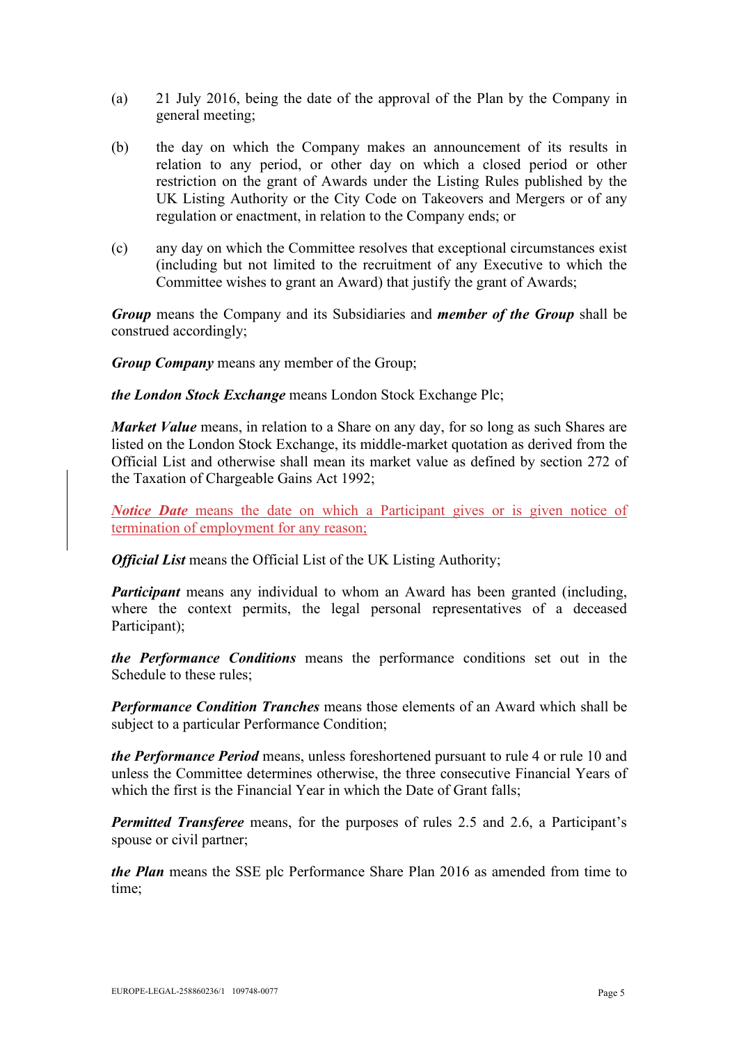(a) 21 July 2016, being the date of the approval of the Plan by the Company in general meeting;

(b) the day on which the Company makes an announcement of its results in relation to any period, or other day on which a closed period or other restriction on the grant of Awards under the Listing Rules published by the UK Listing Authority or the City Code on Takeovers and Mergers or of any regulation or enactment, in relation to the Company ends; or

(c) any day on which the Committee resolves that exceptional circumstances exist (including but not limited to the recruitment of any Executive to which the Committee wishes to grant an Award) that justify the grant of Awards;

***Group*** means the Company and its Subsidiaries and ***member of the Group*** shall be construed accordingly;

***Group Company*** means any member of the Group;

***the London Stock Exchange*** means London Stock Exchange Plc;

***Market Value*** means, in relation to a Share on any day, for so long as such Shares are listed on the London Stock Exchange, its middle-market quotation as derived from the Official List and otherwise shall mean its market value as defined by section 272 of the Taxation of Chargeable Gains Act 1992;

***Notice Date*** means the date on which a Participant gives or is given notice of termination of employment for any reason;

***Official List*** means the Official List of the UK Listing Authority;

***Participant*** means any individual to whom an Award has been granted (including, where the context permits, the legal personal representatives of a deceased Participant);

***the Performance Conditions*** means the performance conditions set out in the Schedule to these rules;

***Performance Condition Tranches*** means those elements of an Award which shall be subject to a particular Performance Condition;

***the Performance Period*** means, unless foreshortened pursuant to rule 4 or rule 10 and unless the Committee determines otherwise, the three consecutive Financial Years of which the first is the Financial Year in which the Date of Grant falls;

***Permitted Transferee*** means, for the purposes of rules 2.5 and 2.6, a Participant's spouse or civil partner;

***the Plan*** means the SSE plc Performance Share Plan 2016 as amended from time to time;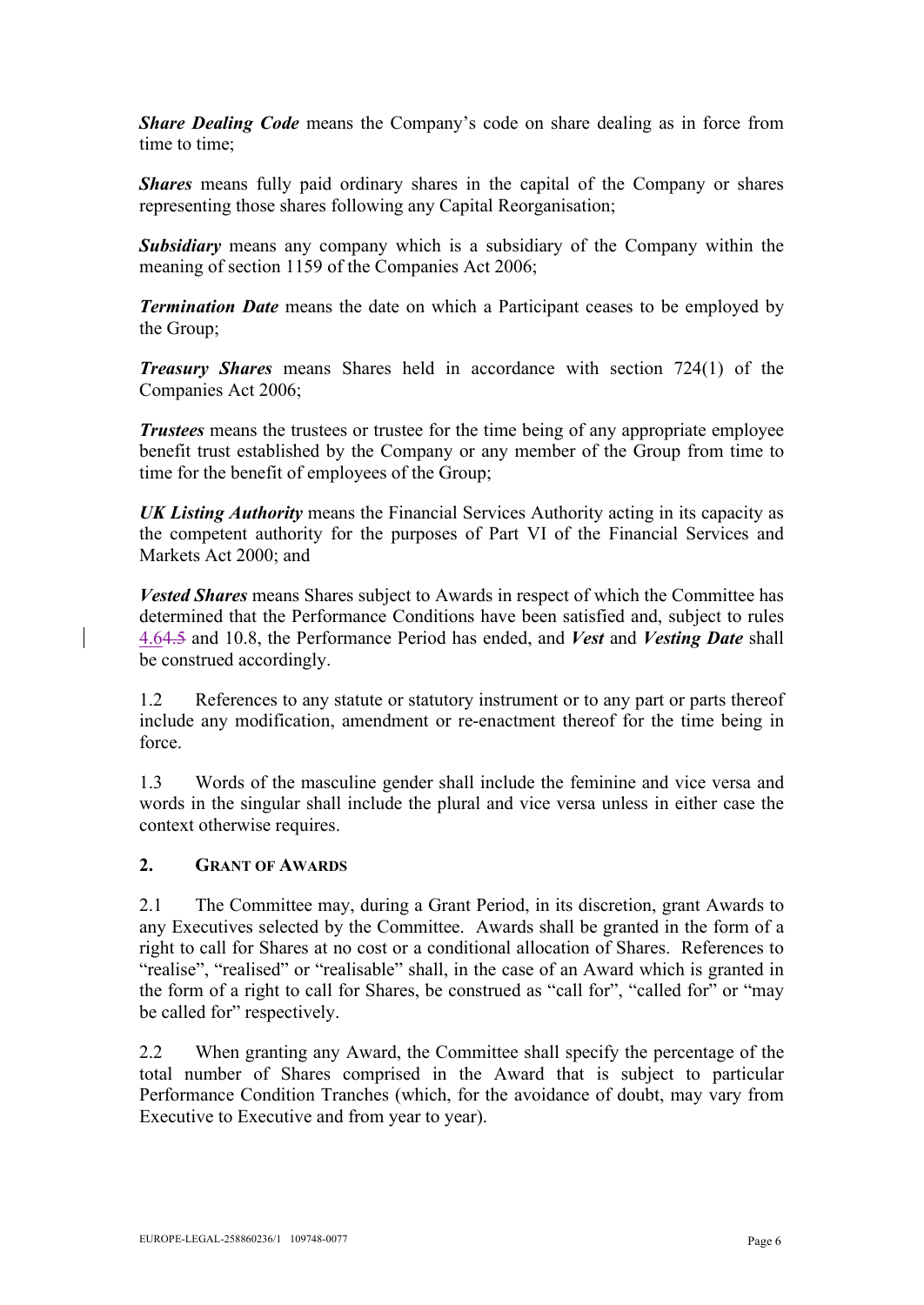***Share Dealing Code*** means the Company's code on share dealing as in force from time to time;

***Shares*** means fully paid ordinary shares in the capital of the Company or shares representing those shares following any Capital Reorganisation;

***Subsidiary*** means any company which is a subsidiary of the Company within the meaning of section 1159 of the Companies Act 2006;

***Termination Date*** means the date on which a Participant ceases to be employed by the Group;

***Treasury Shares*** means Shares held in accordance with section 724(1) of the Companies Act 2006;

***Trustees*** means the trustees or trustee for the time being of any appropriate employee benefit trust established by the Company or any member of the Group from time to time for the benefit of employees of the Group;

***UK Listing Authority*** means the Financial Services Authority acting in its capacity as the competent authority for the purposes of Part VI of the Financial Services and Markets Act 2000; and

***Vested Shares*** means Shares subject to Awards in respect of which the Committee has determined that the Performance Conditions have been satisfied and, subject to rules 4.6~~4.5~~ and 10.8, the Performance Period has ended, and ***Vest*** and ***Vesting Date*** shall be construed accordingly.

1.2 References to any statute or statutory instrument or to any part or parts thereof include any modification, amendment or re-enactment thereof for the time being in force.

1.3 Words of the masculine gender shall include the feminine and vice versa and words in the singular shall include the plural and vice versa unless in either case the context otherwise requires.

## 2. GRANT OF AWARDS

2.1 The Committee may, during a Grant Period, in its discretion, grant Awards to any Executives selected by the Committee. Awards shall be granted in the form of a right to call for Shares at no cost or a conditional allocation of Shares. References to "realise", "realised" or "realisable" shall, in the case of an Award which is granted in the form of a right to call for Shares, be construed as "call for", "called for" or "may be called for" respectively.

2.2 When granting any Award, the Committee shall specify the percentage of the total number of Shares comprised in the Award that is subject to particular Performance Condition Tranches (which, for the avoidance of doubt, may vary from Executive to Executive and from year to year).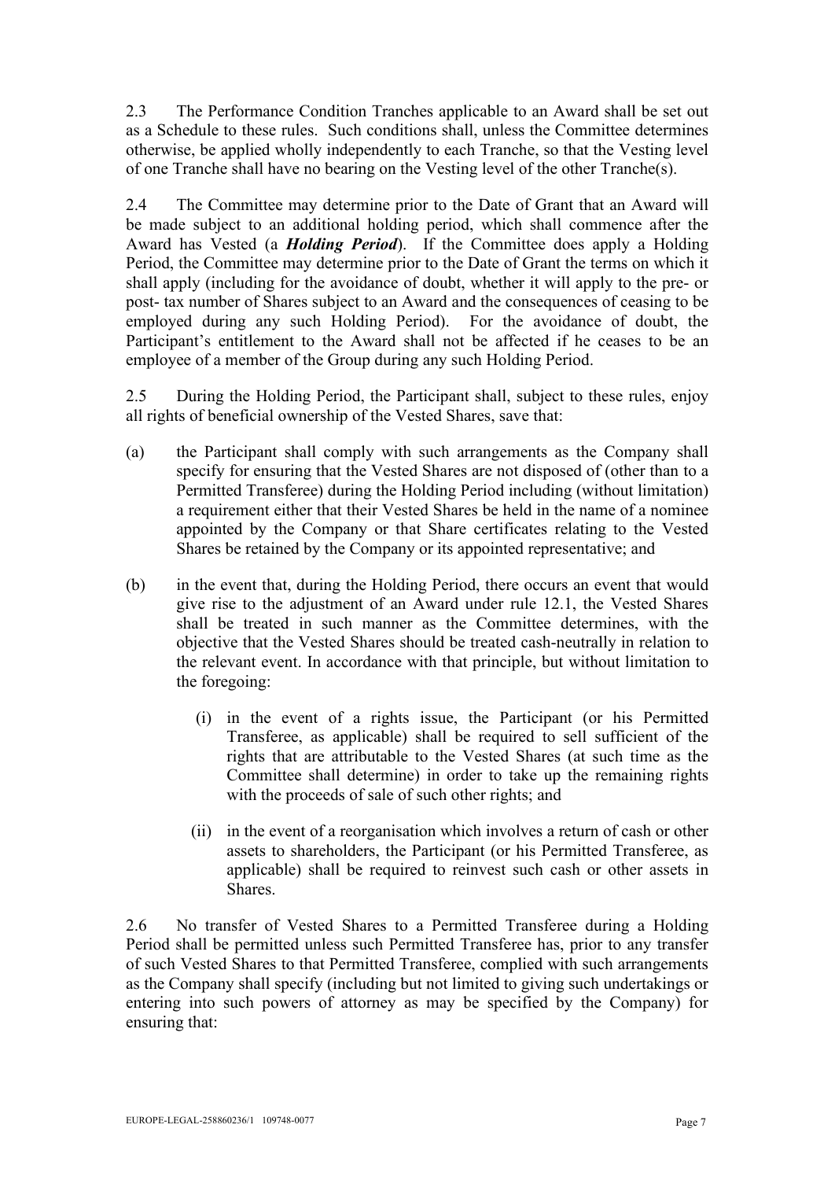2.3 The Performance Condition Tranches applicable to an Award shall be set out as a Schedule to these rules. Such conditions shall, unless the Committee determines otherwise, be applied wholly independently to each Tranche, so that the Vesting level of one Tranche shall have no bearing on the Vesting level of the other Tranche(s).

2.4 The Committee may determine prior to the Date of Grant that an Award will be made subject to an additional holding period, which shall commence after the Award has Vested (a ***Holding Period***). If the Committee does apply a Holding Period, the Committee may determine prior to the Date of Grant the terms on which it shall apply (including for the avoidance of doubt, whether it will apply to the pre- or post- tax number of Shares subject to an Award and the consequences of ceasing to be employed during any such Holding Period). For the avoidance of doubt, the Participant's entitlement to the Award shall not be affected if he ceases to be an employee of a member of the Group during any such Holding Period.

2.5 During the Holding Period, the Participant shall, subject to these rules, enjoy all rights of beneficial ownership of the Vested Shares, save that:

(a) the Participant shall comply with such arrangements as the Company shall specify for ensuring that the Vested Shares are not disposed of (other than to a Permitted Transferee) during the Holding Period including (without limitation) a requirement either that their Vested Shares be held in the name of a nominee appointed by the Company or that Share certificates relating to the Vested Shares be retained by the Company or its appointed representative; and

(b) in the event that, during the Holding Period, there occurs an event that would give rise to the adjustment of an Award under rule 12.1, the Vested Shares shall be treated in such manner as the Committee determines, with the objective that the Vested Shares should be treated cash-neutrally in relation to the relevant event. In accordance with that principle, but without limitation to the foregoing:

  (i) in the event of a rights issue, the Participant (or his Permitted Transferee, as applicable) shall be required to sell sufficient of the rights that are attributable to the Vested Shares (at such time as the Committee shall determine) in order to take up the remaining rights with the proceeds of sale of such other rights; and

  (ii) in the event of a reorganisation which involves a return of cash or other assets to shareholders, the Participant (or his Permitted Transferee, as applicable) shall be required to reinvest such cash or other assets in Shares.

2.6 No transfer of Vested Shares to a Permitted Transferee during a Holding Period shall be permitted unless such Permitted Transferee has, prior to any transfer of such Vested Shares to that Permitted Transferee, complied with such arrangements as the Company shall specify (including but not limited to giving such undertakings or entering into such powers of attorney as may be specified by the Company) for ensuring that: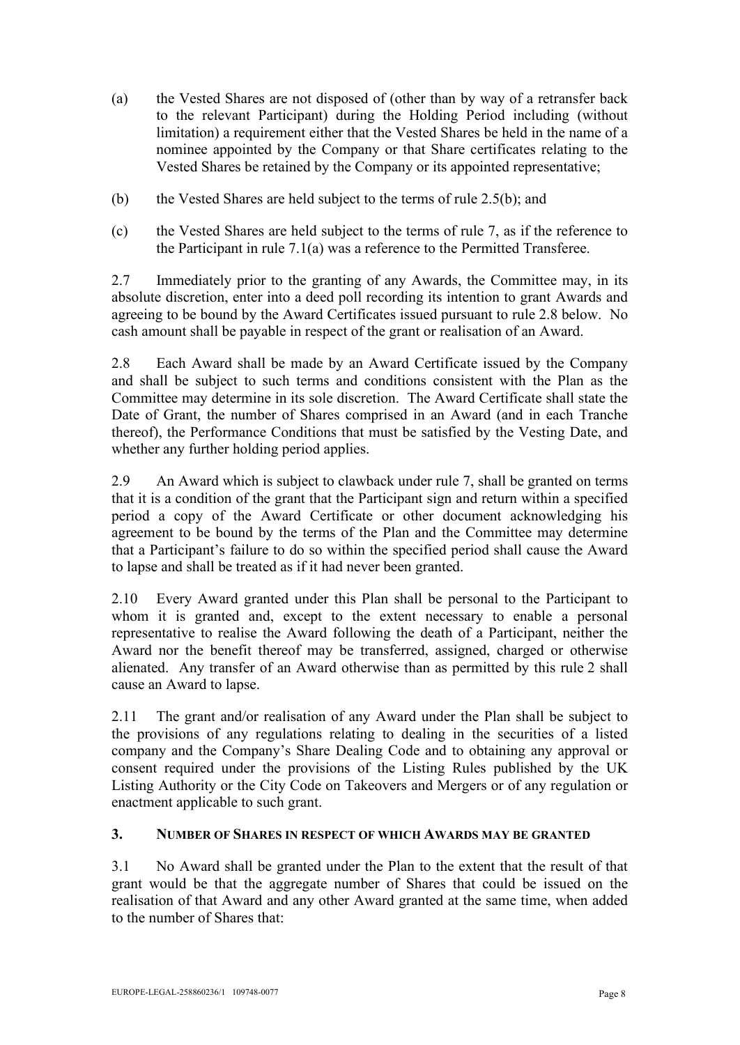(a) the Vested Shares are not disposed of (other than by way of a retransfer back to the relevant Participant) during the Holding Period including (without limitation) a requirement either that the Vested Shares be held in the name of a nominee appointed by the Company or that Share certificates relating to the Vested Shares be retained by the Company or its appointed representative;

(b) the Vested Shares are held subject to the terms of rule 2.5(b); and

(c) the Vested Shares are held subject to the terms of rule 7, as if the reference to the Participant in rule 7.1(a) was a reference to the Permitted Transferee.

2.7 Immediately prior to the granting of any Awards, the Committee may, in its absolute discretion, enter into a deed poll recording its intention to grant Awards and agreeing to be bound by the Award Certificates issued pursuant to rule 2.8 below. No cash amount shall be payable in respect of the grant or realisation of an Award.

2.8 Each Award shall be made by an Award Certificate issued by the Company and shall be subject to such terms and conditions consistent with the Plan as the Committee may determine in its sole discretion. The Award Certificate shall state the Date of Grant, the number of Shares comprised in an Award (and in each Tranche thereof), the Performance Conditions that must be satisfied by the Vesting Date, and whether any further holding period applies.

2.9 An Award which is subject to clawback under rule 7, shall be granted on terms that it is a condition of the grant that the Participant sign and return within a specified period a copy of the Award Certificate or other document acknowledging his agreement to be bound by the terms of the Plan and the Committee may determine that a Participant's failure to do so within the specified period shall cause the Award to lapse and shall be treated as if it had never been granted.

2.10 Every Award granted under this Plan shall be personal to the Participant to whom it is granted and, except to the extent necessary to enable a personal representative to realise the Award following the death of a Participant, neither the Award nor the benefit thereof may be transferred, assigned, charged or otherwise alienated. Any transfer of an Award otherwise than as permitted by this rule 2 shall cause an Award to lapse.

2.11 The grant and/or realisation of any Award under the Plan shall be subject to the provisions of any regulations relating to dealing in the securities of a listed company and the Company's Share Dealing Code and to obtaining any approval or consent required under the provisions of the Listing Rules published by the UK Listing Authority or the City Code on Takeovers and Mergers or of any regulation or enactment applicable to such grant.

## 3. NUMBER OF SHARES IN RESPECT OF WHICH AWARDS MAY BE GRANTED

3.1 No Award shall be granted under the Plan to the extent that the result of that grant would be that the aggregate number of Shares that could be issued on the realisation of that Award and any other Award granted at the same time, when added to the number of Shares that: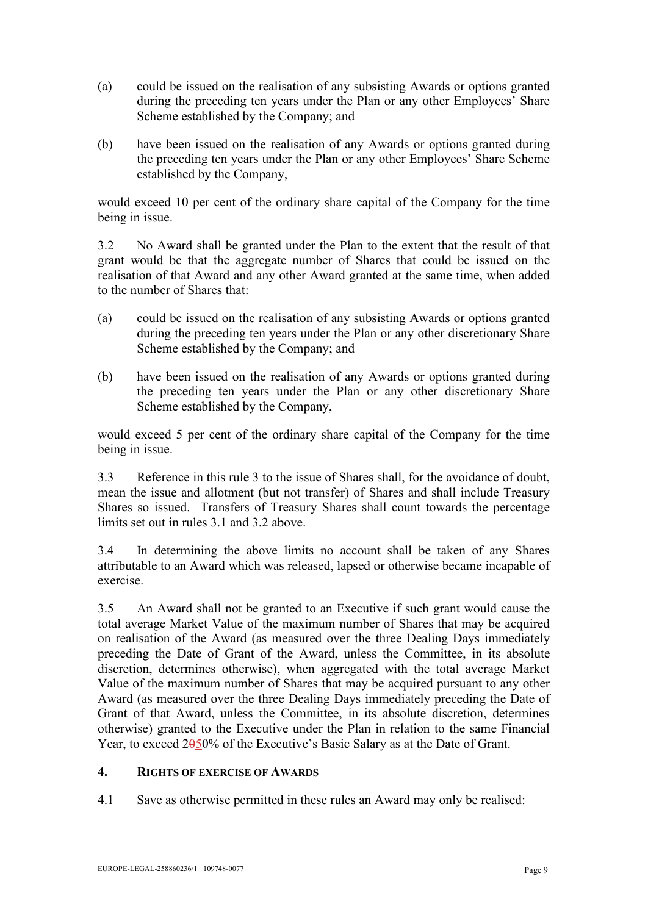(a) could be issued on the realisation of any subsisting Awards or options granted during the preceding ten years under the Plan or any other Employees' Share Scheme established by the Company; and

(b) have been issued on the realisation of any Awards or options granted during the preceding ten years under the Plan or any other Employees' Share Scheme established by the Company,

would exceed 10 per cent of the ordinary share capital of the Company for the time being in issue.

3.2 No Award shall be granted under the Plan to the extent that the result of that grant would be that the aggregate number of Shares that could be issued on the realisation of that Award and any other Award granted at the same time, when added to the number of Shares that:

(a) could be issued on the realisation of any subsisting Awards or options granted during the preceding ten years under the Plan or any other discretionary Share Scheme established by the Company; and

(b) have been issued on the realisation of any Awards or options granted during the preceding ten years under the Plan or any other discretionary Share Scheme established by the Company,

would exceed 5 per cent of the ordinary share capital of the Company for the time being in issue.

3.3 Reference in this rule 3 to the issue of Shares shall, for the avoidance of doubt, mean the issue and allotment (but not transfer) of Shares and shall include Treasury Shares so issued. Transfers of Treasury Shares shall count towards the percentage limits set out in rules 3.1 and 3.2 above.

3.4 In determining the above limits no account shall be taken of any Shares attributable to an Award which was released, lapsed or otherwise became incapable of exercise.

3.5 An Award shall not be granted to an Executive if such grant would cause the total average Market Value of the maximum number of Shares that may be acquired on realisation of the Award (as measured over the three Dealing Days immediately preceding the Date of Grant of the Award, unless the Committee, in its absolute discretion, determines otherwise), when aggregated with the total average Market Value of the maximum number of Shares that may be acquired pursuant to any other Award (as measured over the three Dealing Days immediately preceding the Date of Grant of that Award, unless the Committee, in its absolute discretion, determines otherwise) granted to the Executive under the Plan in relation to the same Financial Year, to exceed 2~~0~~50% of the Executive's Basic Salary as at the Date of Grant.

## 4. RIGHTS OF EXERCISE OF AWARDS

4.1 Save as otherwise permitted in these rules an Award may only be realised: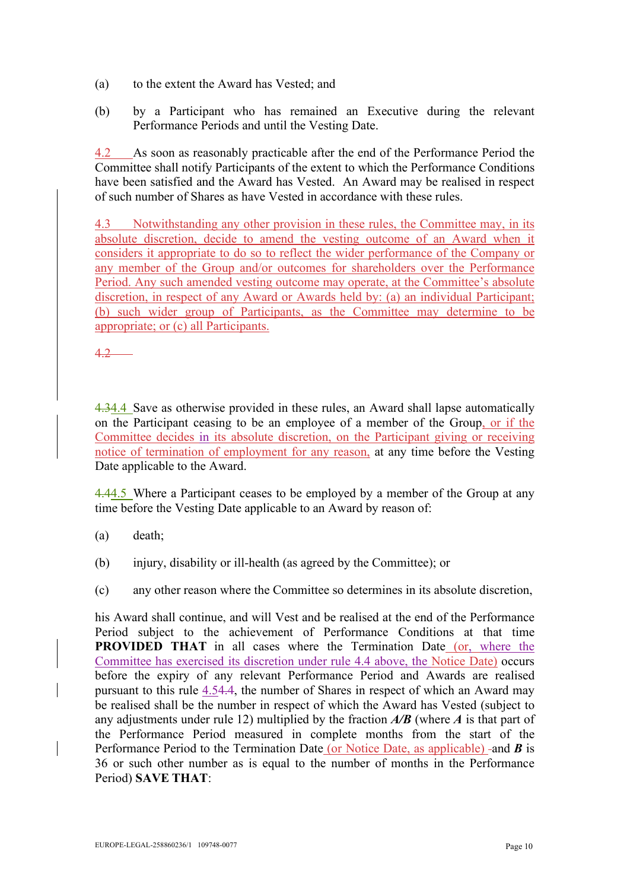(a) to the extent the Award has Vested; and

(b) by a Participant who has remained an Executive during the relevant Performance Periods and until the Vesting Date.

4.2 As soon as reasonably practicable after the end of the Performance Period the Committee shall notify Participants of the extent to which the Performance Conditions have been satisfied and the Award has Vested. An Award may be realised in respect of such number of Shares as have Vested in accordance with these rules.

4.3 Notwithstanding any other provision in these rules, the Committee may, in its absolute discretion, decide to amend the vesting outcome of an Award when it considers it appropriate to do so to reflect the wider performance of the Company or any member of the Group and/or outcomes for shareholders over the Performance Period. Any such amended vesting outcome may operate, at the Committee's absolute discretion, in respect of any Award or Awards held by: (a) an individual Participant; (b) such wider group of Participants, as the Committee may determine to be appropriate; or (c) all Participants.

4.2

4.34.4 Save as otherwise provided in these rules, an Award shall lapse automatically on the Participant ceasing to be an employee of a member of the Group, or if the Committee decides in its absolute discretion, on the Participant giving or receiving notice of termination of employment for any reason, at any time before the Vesting Date applicable to the Award.

4.44.5 Where a Participant ceases to be employed by a member of the Group at any time before the Vesting Date applicable to an Award by reason of:

(a) death;

(b) injury, disability or ill-health (as agreed by the Committee); or

(c) any other reason where the Committee so determines in its absolute discretion,

his Award shall continue, and will Vest and be realised at the end of the Performance Period subject to the achievement of Performance Conditions at that time **PROVIDED THAT** in all cases where the Termination Date (or, where the Committee has exercised its discretion under rule 4.4 above, the Notice Date) occurs before the expiry of any relevant Performance Period and Awards are realised pursuant to this rule 4.54.4, the number of Shares in respect of which an Award may be realised shall be the number in respect of which the Award has Vested (subject to any adjustments under rule 12) multiplied by the fraction ***A/B*** (where ***A*** is that part of the Performance Period measured in complete months from the start of the Performance Period to the Termination Date (or Notice Date, as applicable) and ***B*** is 36 or such other number as is equal to the number of months in the Performance Period) **SAVE THAT**: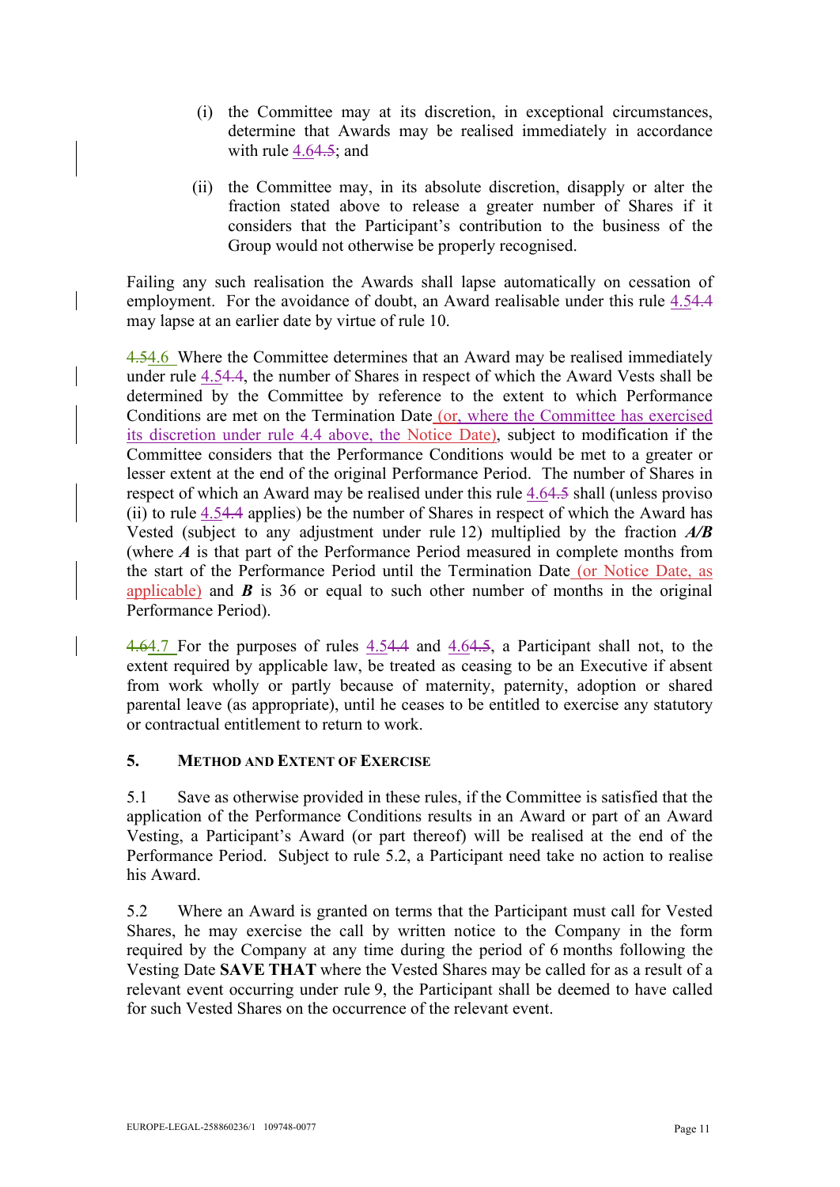(i) the Committee may at its discretion, in exceptional circumstances, determine that Awards may be realised immediately in accordance with rule 4.64.5; and

(ii) the Committee may, in its absolute discretion, disapply or alter the fraction stated above to release a greater number of Shares if it considers that the Participant's contribution to the business of the Group would not otherwise be properly recognised.

Failing any such realisation the Awards shall lapse automatically on cessation of employment. For the avoidance of doubt, an Award realisable under this rule 4.54.4 may lapse at an earlier date by virtue of rule 10.

4.54.6 Where the Committee determines that an Award may be realised immediately under rule 4.54.4, the number of Shares in respect of which the Award Vests shall be determined by the Committee by reference to the extent to which Performance Conditions are met on the Termination Date (or, where the Committee has exercised its discretion under rule 4.4 above, the Notice Date), subject to modification if the Committee considers that the Performance Conditions would be met to a greater or lesser extent at the end of the original Performance Period. The number of Shares in respect of which an Award may be realised under this rule 4.64.5 shall (unless proviso (ii) to rule 4.54.4 applies) be the number of Shares in respect of which the Award has Vested (subject to any adjustment under rule 12) multiplied by the fraction ***A/B*** (where ***A*** is that part of the Performance Period measured in complete months from the start of the Performance Period until the Termination Date (or Notice Date, as applicable) and ***B*** is 36 or equal to such other number of months in the original Performance Period).

4.64.7 For the purposes of rules 4.54.4 and 4.64.5, a Participant shall not, to the extent required by applicable law, be treated as ceasing to be an Executive if absent from work wholly or partly because of maternity, paternity, adoption or shared parental leave (as appropriate), until he ceases to be entitled to exercise any statutory or contractual entitlement to return to work.

## 5. Method and Extent of Exercise

5.1 Save as otherwise provided in these rules, if the Committee is satisfied that the application of the Performance Conditions results in an Award or part of an Award Vesting, a Participant's Award (or part thereof) will be realised at the end of the Performance Period. Subject to rule 5.2, a Participant need take no action to realise his Award.

5.2 Where an Award is granted on terms that the Participant must call for Vested Shares, he may exercise the call by written notice to the Company in the form required by the Company at any time during the period of 6 months following the Vesting Date **SAVE THAT** where the Vested Shares may be called for as a result of a relevant event occurring under rule 9, the Participant shall be deemed to have called for such Vested Shares on the occurrence of the relevant event.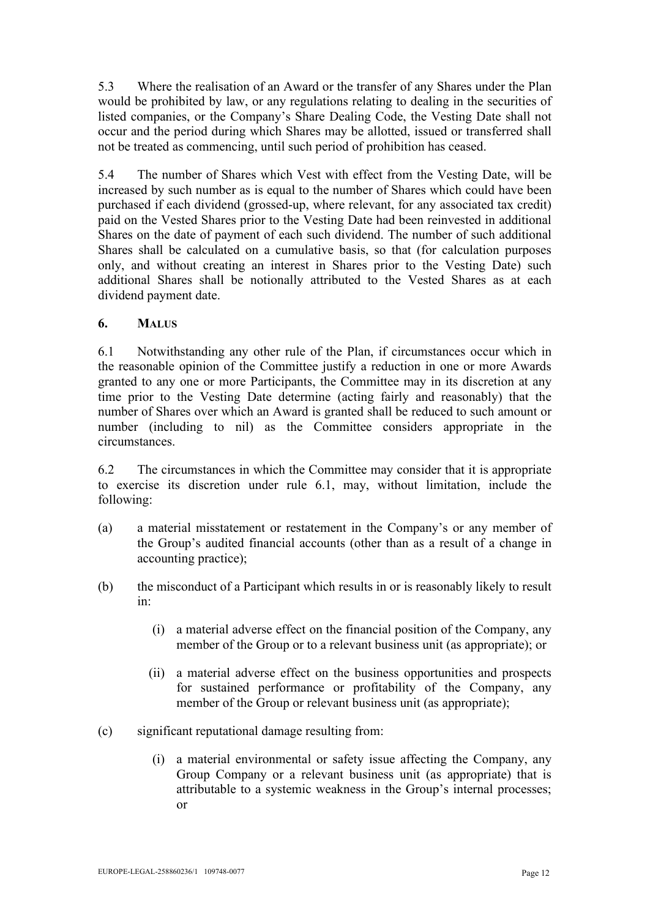5.3 Where the realisation of an Award or the transfer of any Shares under the Plan would be prohibited by law, or any regulations relating to dealing in the securities of listed companies, or the Company's Share Dealing Code, the Vesting Date shall not occur and the period during which Shares may be allotted, issued or transferred shall not be treated as commencing, until such period of prohibition has ceased.

5.4 The number of Shares which Vest with effect from the Vesting Date, will be increased by such number as is equal to the number of Shares which could have been purchased if each dividend (grossed-up, where relevant, for any associated tax credit) paid on the Vested Shares prior to the Vesting Date had been reinvested in additional Shares on the date of payment of each such dividend. The number of such additional Shares shall be calculated on a cumulative basis, so that (for calculation purposes only, and without creating an interest in Shares prior to the Vesting Date) such additional Shares shall be notionally attributed to the Vested Shares as at each dividend payment date.

## 6. MALUS

6.1 Notwithstanding any other rule of the Plan, if circumstances occur which in the reasonable opinion of the Committee justify a reduction in one or more Awards granted to any one or more Participants, the Committee may in its discretion at any time prior to the Vesting Date determine (acting fairly and reasonably) that the number of Shares over which an Award is granted shall be reduced to such amount or number (including to nil) as the Committee considers appropriate in the circumstances.

6.2 The circumstances in which the Committee may consider that it is appropriate to exercise its discretion under rule 6.1, may, without limitation, include the following:

(a) a material misstatement or restatement in the Company's or any member of the Group's audited financial accounts (other than as a result of a change in accounting practice);

(b) the misconduct of a Participant which results in or is reasonably likely to result in:

  (i) a material adverse effect on the financial position of the Company, any member of the Group or to a relevant business unit (as appropriate); or

  (ii) a material adverse effect on the business opportunities and prospects for sustained performance or profitability of the Company, any member of the Group or relevant business unit (as appropriate);

(c) significant reputational damage resulting from:

  (i) a material environmental or safety issue affecting the Company, any Group Company or a relevant business unit (as appropriate) that is attributable to a systemic weakness in the Group's internal processes; or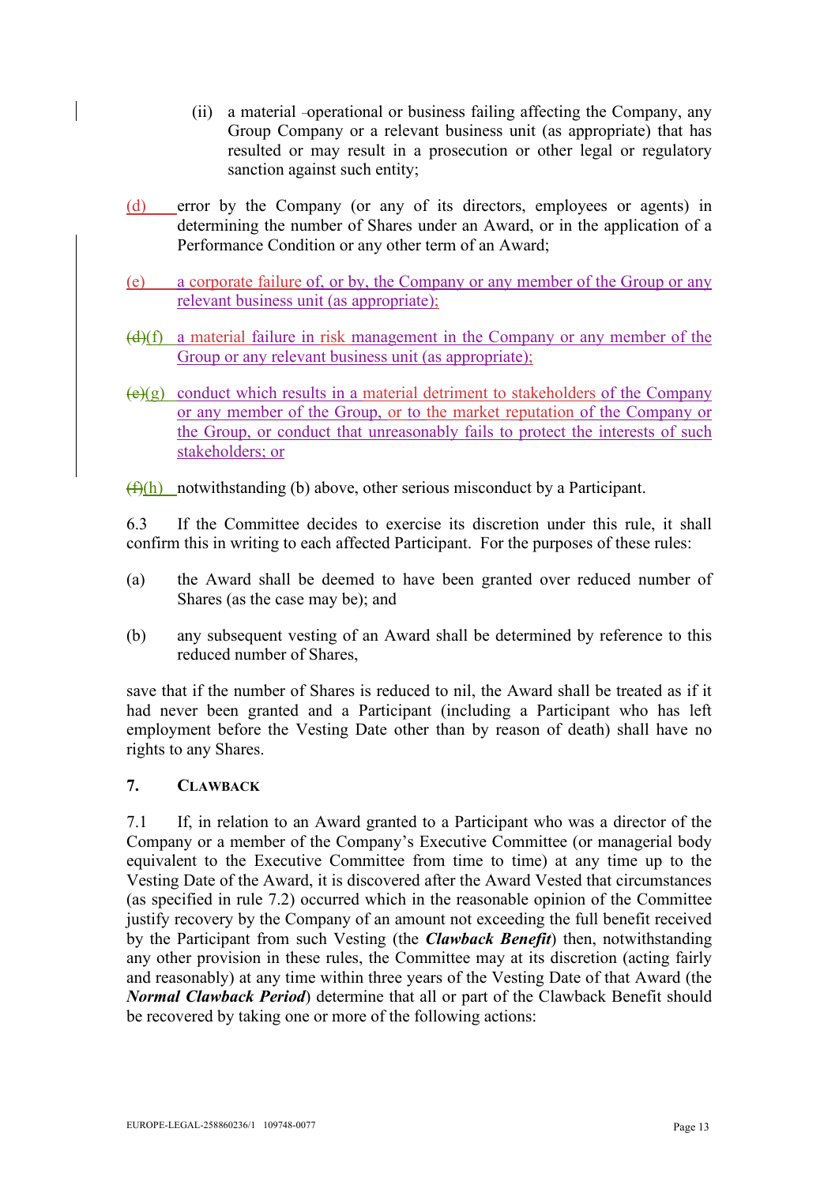(ii) a material operational or business failing affecting the Company, any Group Company or a relevant business unit (as appropriate) that has resulted or may result in a prosecution or other legal or regulatory sanction against such entity;

(d) error by the Company (or any of its directors, employees or agents) in determining the number of Shares under an Award, or in the application of a Performance Condition or any other term of an Award;

(e) a corporate failure of, or by, the Company or any member of the Group or any relevant business unit (as appropriate);

~~(d)~~(f) a material failure in risk management in the Company or any member of the Group or any relevant business unit (as appropriate);

~~(e)~~(g) conduct which results in a material detriment to stakeholders of the Company or any member of the Group, or to the market reputation of the Company or the Group, or conduct that unreasonably fails to protect the interests of such stakeholders; or

~~(f)~~(h) notwithstanding (b) above, other serious misconduct by a Participant.

6.3 If the Committee decides to exercise its discretion under this rule, it shall confirm this in writing to each affected Participant. For the purposes of these rules:

(a) the Award shall be deemed to have been granted over reduced number of Shares (as the case may be); and

(b) any subsequent vesting of an Award shall be determined by reference to this reduced number of Shares,

save that if the number of Shares is reduced to nil, the Award shall be treated as if it had never been granted and a Participant (including a Participant who has left employment before the Vesting Date other than by reason of death) shall have no rights to any Shares.

## 7. CLAWBACK

7.1 If, in relation to an Award granted to a Participant who was a director of the Company or a member of the Company's Executive Committee (or managerial body equivalent to the Executive Committee from time to time) at any time up to the Vesting Date of the Award, it is discovered after the Award Vested that circumstances (as specified in rule 7.2) occurred which in the reasonable opinion of the Committee justify recovery by the Company of an amount not exceeding the full benefit received by the Participant from such Vesting (the ***Clawback Benefit***) then, notwithstanding any other provision in these rules, the Committee may at its discretion (acting fairly and reasonably) at any time within three years of the Vesting Date of that Award (the ***Normal Clawback Period***) determine that all or part of the Clawback Benefit should be recovered by taking one or more of the following actions: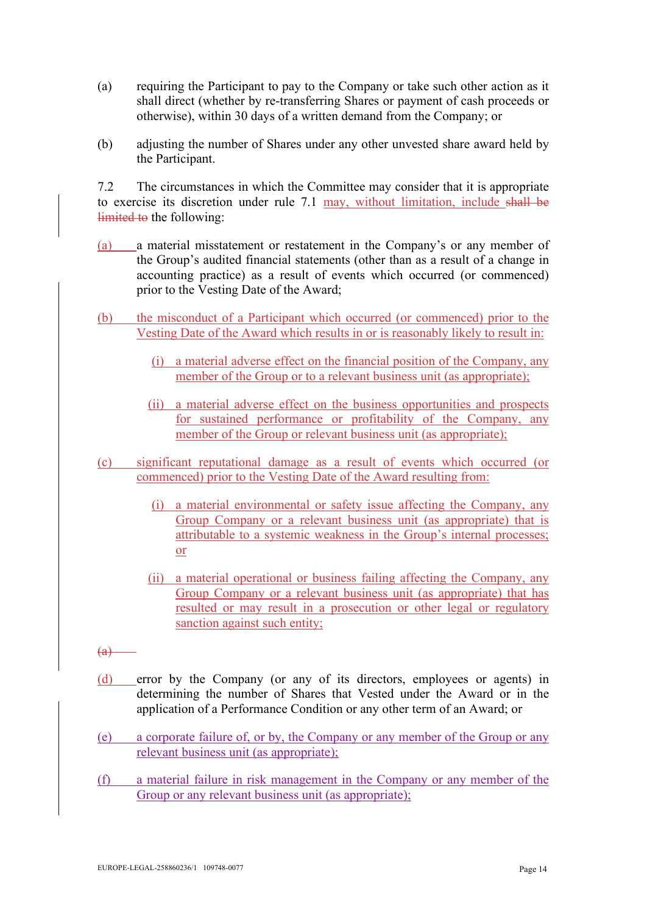(a) requiring the Participant to pay to the Company or take such other action as it shall direct (whether by re-transferring Shares or payment of cash proceeds or otherwise), within 30 days of a written demand from the Company; or

(b) adjusting the number of Shares under any other unvested share award held by the Participant.

7.2 The circumstances in which the Committee may consider that it is appropriate to exercise its discretion under rule 7.1 may, without limitation, include ~~shall be limited to~~ the following:

(a) a material misstatement or restatement in the Company's or any member of the Group's audited financial statements (other than as a result of a change in accounting practice) as a result of events which occurred (or commenced) prior to the Vesting Date of the Award;

(b) the misconduct of a Participant which occurred (or commenced) prior to the Vesting Date of the Award which results in or is reasonably likely to result in:

   (i) a material adverse effect on the financial position of the Company, any member of the Group or to a relevant business unit (as appropriate);

   (ii) a material adverse effect on the business opportunities and prospects for sustained performance or profitability of the Company, any member of the Group or relevant business unit (as appropriate);

(c) significant reputational damage as a result of events which occurred (or commenced) prior to the Vesting Date of the Award resulting from:

   (i) a material environmental or safety issue affecting the Company, any Group Company or a relevant business unit (as appropriate) that is attributable to a systemic weakness in the Group's internal processes; or

   (ii) a material operational or business failing affecting the Company, any Group Company or a relevant business unit (as appropriate) that has resulted or may result in a prosecution or other legal or regulatory sanction against such entity;

~~(a)~~

(d) error by the Company (or any of its directors, employees or agents) in determining the number of Shares that Vested under the Award or in the application of a Performance Condition or any other term of an Award; or

(e) a corporate failure of, or by, the Company or any member of the Group or any relevant business unit (as appropriate);

(f) a material failure in risk management in the Company or any member of the Group or any relevant business unit (as appropriate);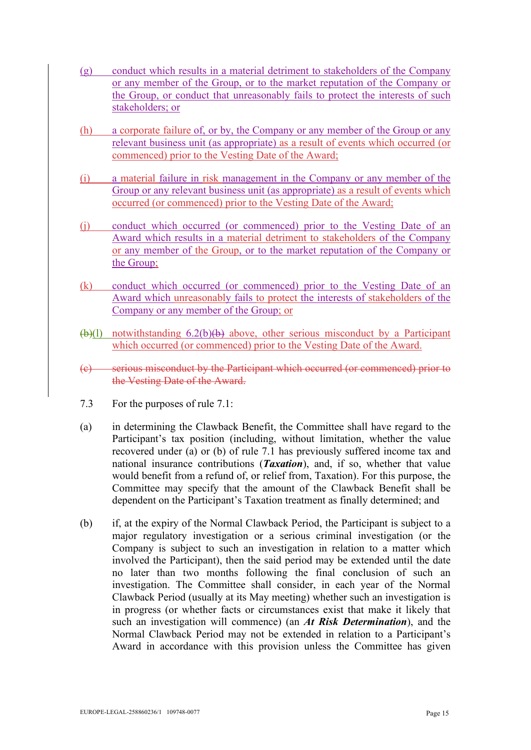(g) conduct which results in a material detriment to stakeholders of the Company or any member of the Group, or to the market reputation of the Company or the Group, or conduct that unreasonably fails to protect the interests of such stakeholders; or

(h) a corporate failure of, or by, the Company or any member of the Group or any relevant business unit (as appropriate) as a result of events which occurred (or commenced) prior to the Vesting Date of the Award;

(i) a material failure in risk management in the Company or any member of the Group or any relevant business unit (as appropriate) as a result of events which occurred (or commenced) prior to the Vesting Date of the Award;

(j) conduct which occurred (or commenced) prior to the Vesting Date of an Award which results in a material detriment to stakeholders of the Company or any member of the Group, or to the market reputation of the Company or the Group;

(k) conduct which occurred (or commenced) prior to the Vesting Date of an Award which unreasonably fails to protect the interests of stakeholders of the Company or any member of the Group; or

~~(b)~~(l) notwithstanding 6.2(b)~~(b)~~ above, other serious misconduct by a Participant which occurred (or commenced) prior to the Vesting Date of the Award.

~~(c) serious misconduct by the Participant which occurred (or commenced) prior to the Vesting Date of the Award.~~

7.3 For the purposes of rule 7.1:

(a) in determining the Clawback Benefit, the Committee shall have regard to the Participant's tax position (including, without limitation, whether the value recovered under (a) or (b) of rule 7.1 has previously suffered income tax and national insurance contributions (***Taxation***), and, if so, whether that value would benefit from a refund of, or relief from, Taxation). For this purpose, the Committee may specify that the amount of the Clawback Benefit shall be dependent on the Participant's Taxation treatment as finally determined; and

(b) if, at the expiry of the Normal Clawback Period, the Participant is subject to a major regulatory investigation or a serious criminal investigation (or the Company is subject to such an investigation in relation to a matter which involved the Participant), then the said period may be extended until the date no later than two months following the final conclusion of such an investigation. The Committee shall consider, in each year of the Normal Clawback Period (usually at its May meeting) whether such an investigation is in progress (or whether facts or circumstances exist that make it likely that such an investigation will commence) (an ***At Risk Determination***), and the Normal Clawback Period may not be extended in relation to a Participant's Award in accordance with this provision unless the Committee has given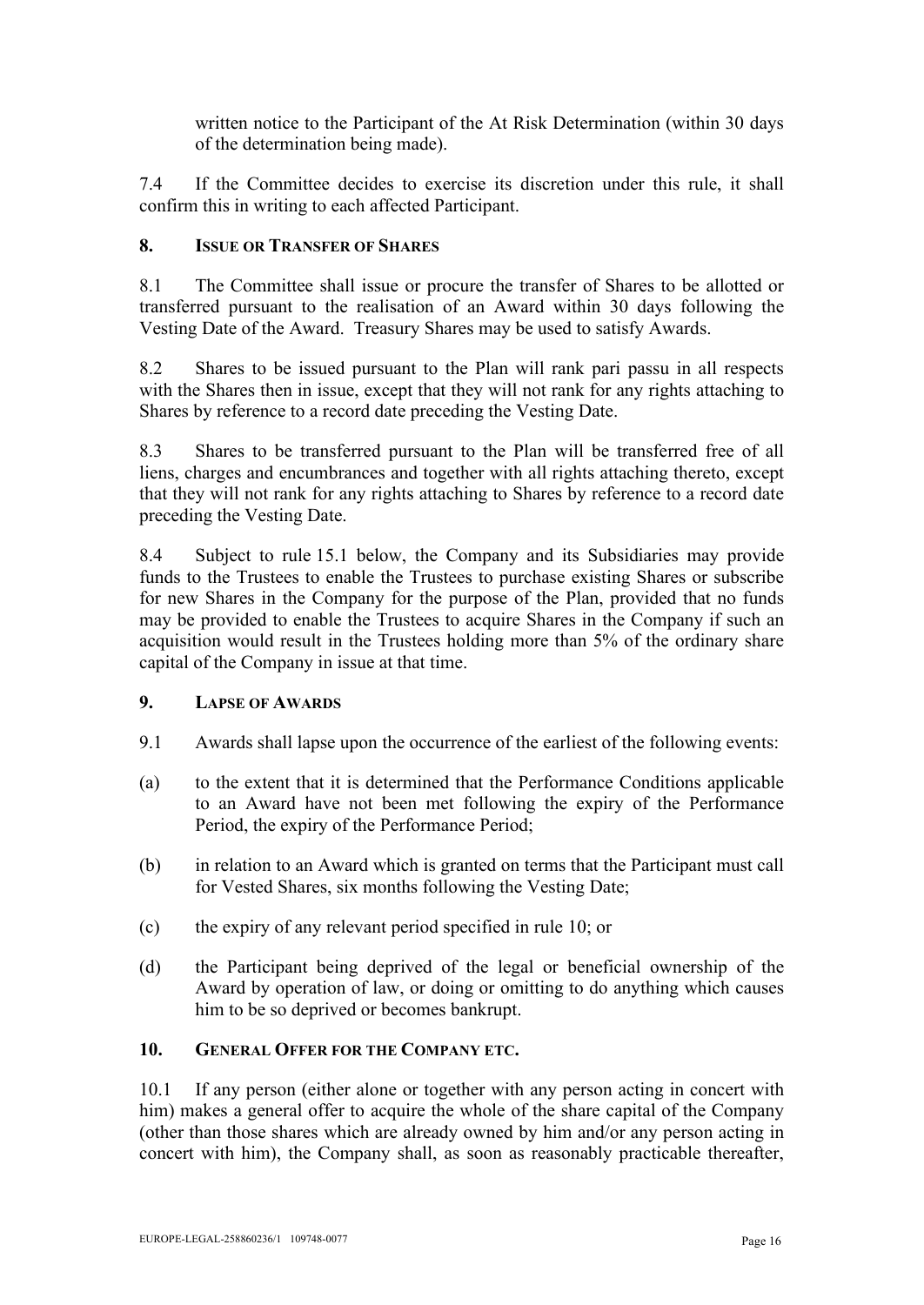written notice to the Participant of the At Risk Determination (within 30 days of the determination being made).

7.4 If the Committee decides to exercise its discretion under this rule, it shall confirm this in writing to each affected Participant.

## 8. ISSUE OR TRANSFER OF SHARES

8.1 The Committee shall issue or procure the transfer of Shares to be allotted or transferred pursuant to the realisation of an Award within 30 days following the Vesting Date of the Award. Treasury Shares may be used to satisfy Awards.

8.2 Shares to be issued pursuant to the Plan will rank pari passu in all respects with the Shares then in issue, except that they will not rank for any rights attaching to Shares by reference to a record date preceding the Vesting Date.

8.3 Shares to be transferred pursuant to the Plan will be transferred free of all liens, charges and encumbrances and together with all rights attaching thereto, except that they will not rank for any rights attaching to Shares by reference to a record date preceding the Vesting Date.

8.4 Subject to rule 15.1 below, the Company and its Subsidiaries may provide funds to the Trustees to enable the Trustees to purchase existing Shares or subscribe for new Shares in the Company for the purpose of the Plan, provided that no funds may be provided to enable the Trustees to acquire Shares in the Company if such an acquisition would result in the Trustees holding more than 5% of the ordinary share capital of the Company in issue at that time.

## 9. LAPSE OF AWARDS

9.1 Awards shall lapse upon the occurrence of the earliest of the following events:

(a) to the extent that it is determined that the Performance Conditions applicable to an Award have not been met following the expiry of the Performance Period, the expiry of the Performance Period;

(b) in relation to an Award which is granted on terms that the Participant must call for Vested Shares, six months following the Vesting Date;

(c) the expiry of any relevant period specified in rule 10; or

(d) the Participant being deprived of the legal or beneficial ownership of the Award by operation of law, or doing or omitting to do anything which causes him to be so deprived or becomes bankrupt.

## 10. GENERAL OFFER FOR THE COMPANY ETC.

10.1 If any person (either alone or together with any person acting in concert with him) makes a general offer to acquire the whole of the share capital of the Company (other than those shares which are already owned by him and/or any person acting in concert with him), the Company shall, as soon as reasonably practicable thereafter,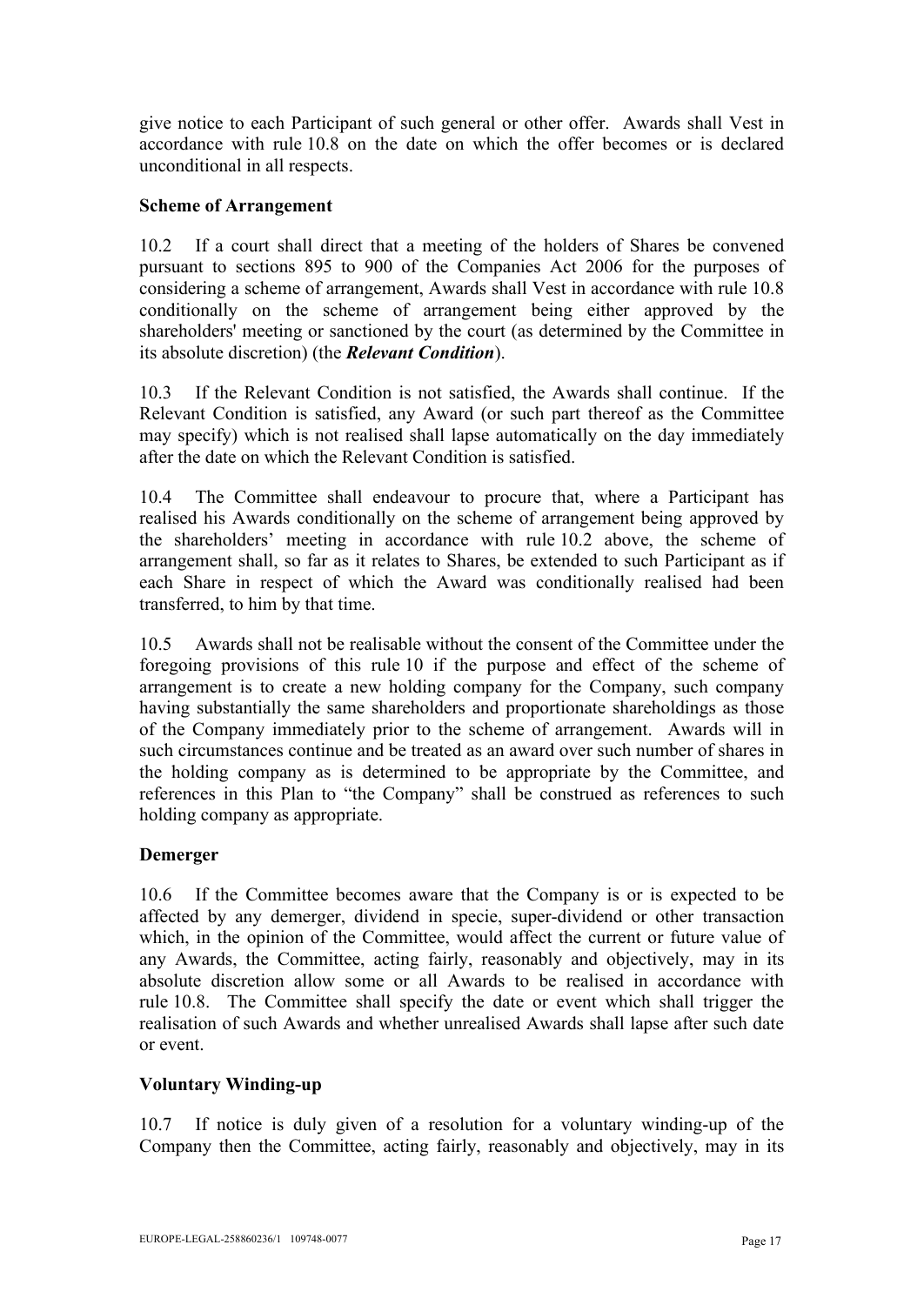give notice to each Participant of such general or other offer. Awards shall Vest in accordance with rule 10.8 on the date on which the offer becomes or is declared unconditional in all respects.

**Scheme of Arrangement**

10.2 If a court shall direct that a meeting of the holders of Shares be convened pursuant to sections 895 to 900 of the Companies Act 2006 for the purposes of considering a scheme of arrangement, Awards shall Vest in accordance with rule 10.8 conditionally on the scheme of arrangement being either approved by the shareholders' meeting or sanctioned by the court (as determined by the Committee in its absolute discretion) (the ***Relevant Condition***).

10.3 If the Relevant Condition is not satisfied, the Awards shall continue. If the Relevant Condition is satisfied, any Award (or such part thereof as the Committee may specify) which is not realised shall lapse automatically on the day immediately after the date on which the Relevant Condition is satisfied.

10.4 The Committee shall endeavour to procure that, where a Participant has realised his Awards conditionally on the scheme of arrangement being approved by the shareholders' meeting in accordance with rule 10.2 above, the scheme of arrangement shall, so far as it relates to Shares, be extended to such Participant as if each Share in respect of which the Award was conditionally realised had been transferred, to him by that time.

10.5 Awards shall not be realisable without the consent of the Committee under the foregoing provisions of this rule 10 if the purpose and effect of the scheme of arrangement is to create a new holding company for the Company, such company having substantially the same shareholders and proportionate shareholdings as those of the Company immediately prior to the scheme of arrangement. Awards will in such circumstances continue and be treated as an award over such number of shares in the holding company as is determined to be appropriate by the Committee, and references in this Plan to "the Company" shall be construed as references to such holding company as appropriate.

**Demerger**

10.6 If the Committee becomes aware that the Company is or is expected to be affected by any demerger, dividend in specie, super-dividend or other transaction which, in the opinion of the Committee, would affect the current or future value of any Awards, the Committee, acting fairly, reasonably and objectively, may in its absolute discretion allow some or all Awards to be realised in accordance with rule 10.8. The Committee shall specify the date or event which shall trigger the realisation of such Awards and whether unrealised Awards shall lapse after such date or event.

**Voluntary Winding-up**

10.7 If notice is duly given of a resolution for a voluntary winding-up of the Company then the Committee, acting fairly, reasonably and objectively, may in its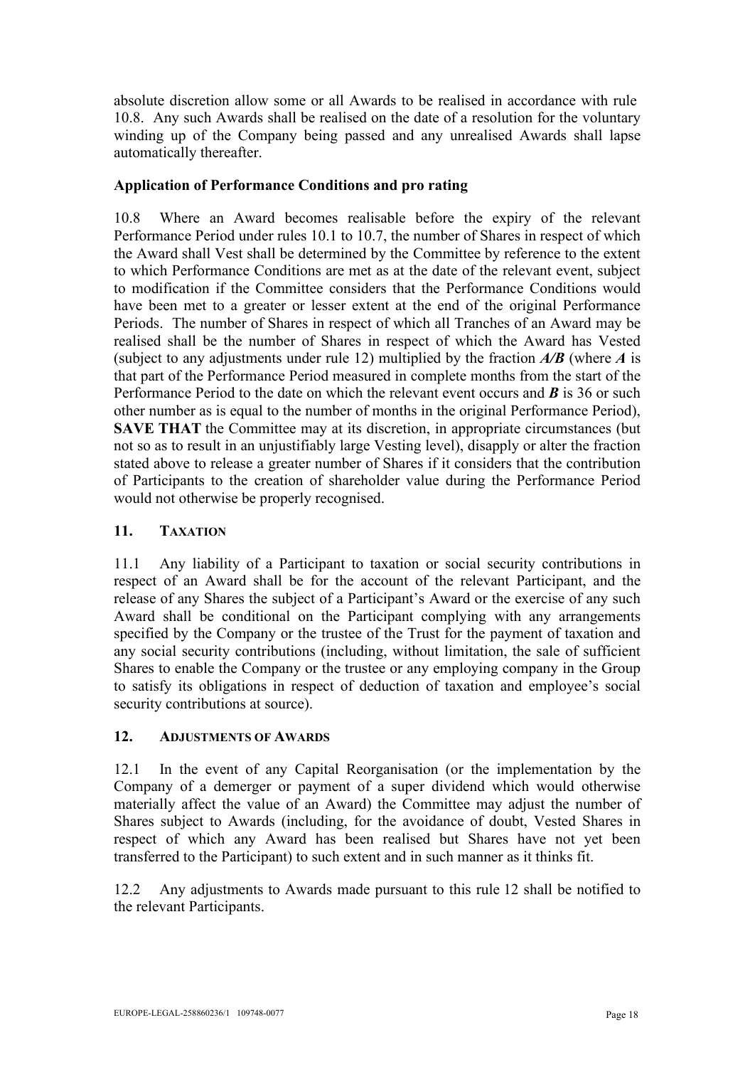absolute discretion allow some or all Awards to be realised in accordance with rule 10.8. Any such Awards shall be realised on the date of a resolution for the voluntary winding up of the Company being passed and any unrealised Awards shall lapse automatically thereafter.

**Application of Performance Conditions and pro rating**

10.8 Where an Award becomes realisable before the expiry of the relevant Performance Period under rules 10.1 to 10.7, the number of Shares in respect of which the Award shall Vest shall be determined by the Committee by reference to the extent to which Performance Conditions are met as at the date of the relevant event, subject to modification if the Committee considers that the Performance Conditions would have been met to a greater or lesser extent at the end of the original Performance Periods. The number of Shares in respect of which all Tranches of an Award may be realised shall be the number of Shares in respect of which the Award has Vested (subject to any adjustments under rule 12) multiplied by the fraction ***A/B*** (where ***A*** is that part of the Performance Period measured in complete months from the start of the Performance Period to the date on which the relevant event occurs and ***B*** is 36 or such other number as is equal to the number of months in the original Performance Period), **SAVE THAT** the Committee may at its discretion, in appropriate circumstances (but not so as to result in an unjustifiably large Vesting level), disapply or alter the fraction stated above to release a greater number of Shares if it considers that the contribution of Participants to the creation of shareholder value during the Performance Period would not otherwise be properly recognised.

## 11. TAXATION

11.1 Any liability of a Participant to taxation or social security contributions in respect of an Award shall be for the account of the relevant Participant, and the release of any Shares the subject of a Participant's Award or the exercise of any such Award shall be conditional on the Participant complying with any arrangements specified by the Company or the trustee of the Trust for the payment of taxation and any social security contributions (including, without limitation, the sale of sufficient Shares to enable the Company or the trustee or any employing company in the Group to satisfy its obligations in respect of deduction of taxation and employee's social security contributions at source).

## 12. ADJUSTMENTS OF AWARDS

12.1 In the event of any Capital Reorganisation (or the implementation by the Company of a demerger or payment of a super dividend which would otherwise materially affect the value of an Award) the Committee may adjust the number of Shares subject to Awards (including, for the avoidance of doubt, Vested Shares in respect of which any Award has been realised but Shares have not yet been transferred to the Participant) to such extent and in such manner as it thinks fit.

12.2 Any adjustments to Awards made pursuant to this rule 12 shall be notified to the relevant Participants.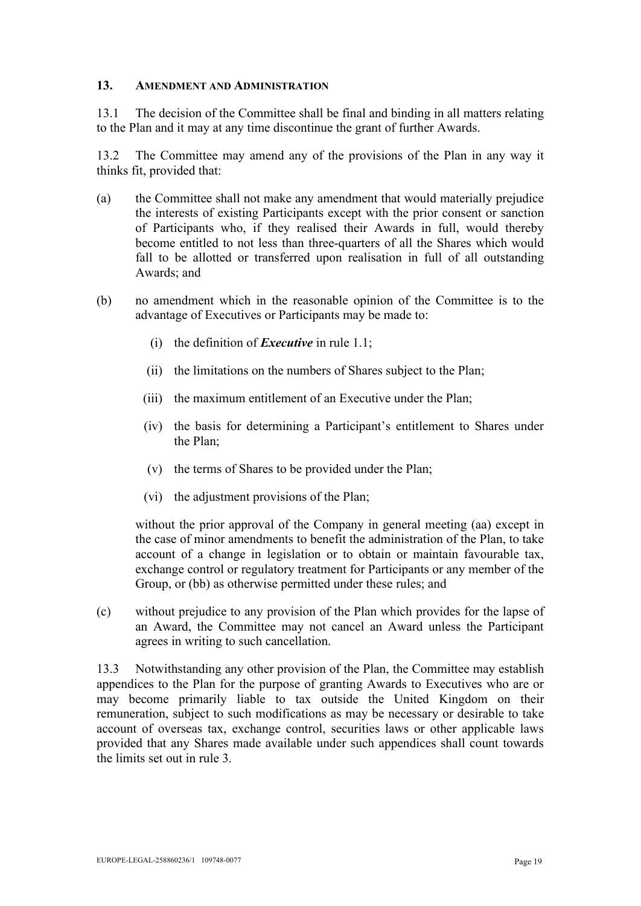## 13. AMENDMENT AND ADMINISTRATION

13.1 The decision of the Committee shall be final and binding in all matters relating to the Plan and it may at any time discontinue the grant of further Awards.

13.2 The Committee may amend any of the provisions of the Plan in any way it thinks fit, provided that:

(a) the Committee shall not make any amendment that would materially prejudice the interests of existing Participants except with the prior consent or sanction of Participants who, if they realised their Awards in full, would thereby become entitled to not less than three-quarters of all the Shares which would fall to be allotted or transferred upon realisation in full of all outstanding Awards; and

(b) no amendment which in the reasonable opinion of the Committee is to the advantage of Executives or Participants may be made to:

   (i) the definition of ***Executive*** in rule 1.1;

   (ii) the limitations on the numbers of Shares subject to the Plan;

   (iii) the maximum entitlement of an Executive under the Plan;

   (iv) the basis for determining a Participant's entitlement to Shares under the Plan;

   (v) the terms of Shares to be provided under the Plan;

   (vi) the adjustment provisions of the Plan;

   without the prior approval of the Company in general meeting (aa) except in the case of minor amendments to benefit the administration of the Plan, to take account of a change in legislation or to obtain or maintain favourable tax, exchange control or regulatory treatment for Participants or any member of the Group, or (bb) as otherwise permitted under these rules; and

(c) without prejudice to any provision of the Plan which provides for the lapse of an Award, the Committee may not cancel an Award unless the Participant agrees in writing to such cancellation.

13.3 Notwithstanding any other provision of the Plan, the Committee may establish appendices to the Plan for the purpose of granting Awards to Executives who are or may become primarily liable to tax outside the United Kingdom on their remuneration, subject to such modifications as may be necessary or desirable to take account of overseas tax, exchange control, securities laws or other applicable laws provided that any Shares made available under such appendices shall count towards the limits set out in rule 3.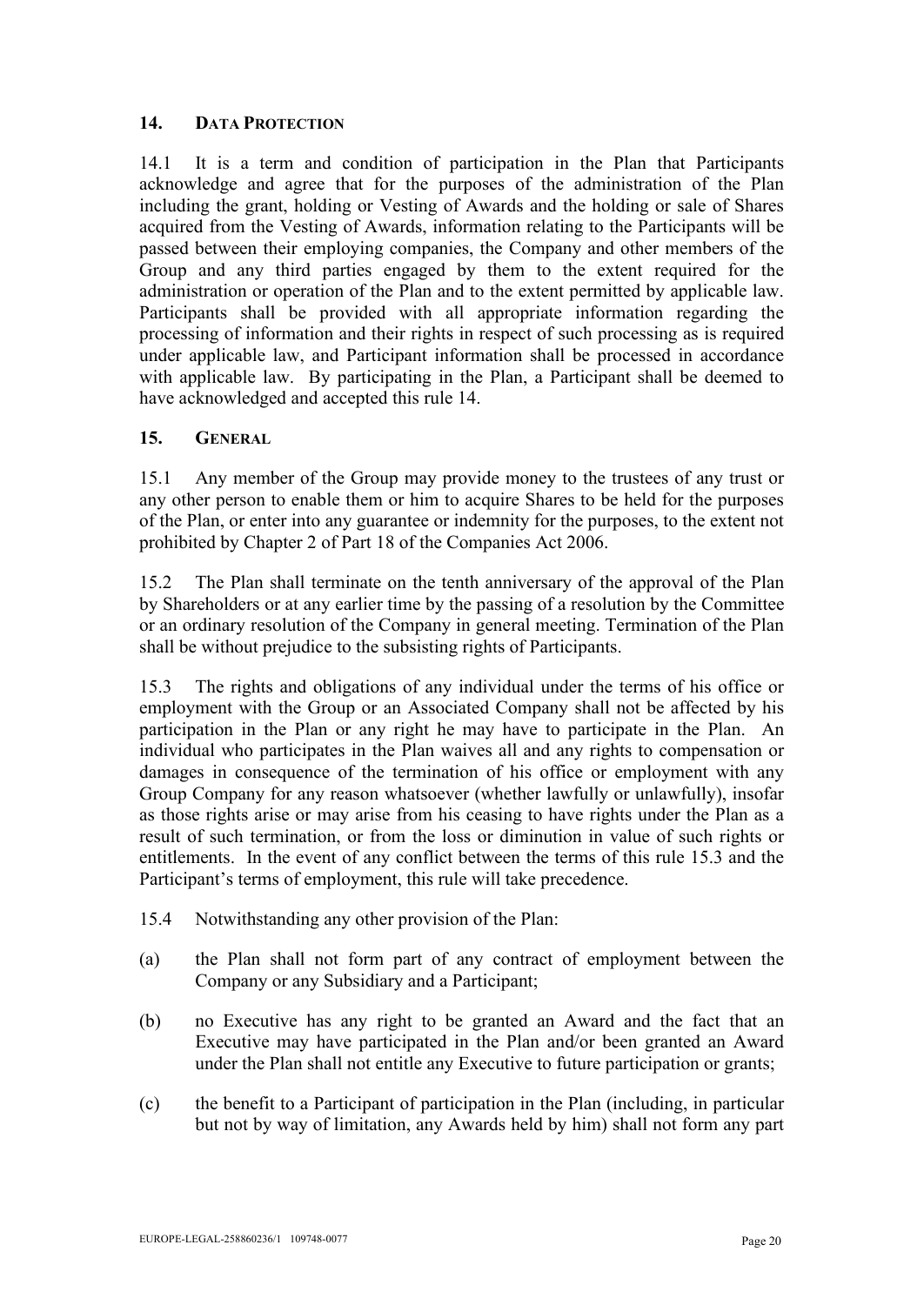## 14. DATA PROTECTION

14.1 It is a term and condition of participation in the Plan that Participants acknowledge and agree that for the purposes of the administration of the Plan including the grant, holding or Vesting of Awards and the holding or sale of Shares acquired from the Vesting of Awards, information relating to the Participants will be passed between their employing companies, the Company and other members of the Group and any third parties engaged by them to the extent required for the administration or operation of the Plan and to the extent permitted by applicable law. Participants shall be provided with all appropriate information regarding the processing of information and their rights in respect of such processing as is required under applicable law, and Participant information shall be processed in accordance with applicable law. By participating in the Plan, a Participant shall be deemed to have acknowledged and accepted this rule 14.

## 15. GENERAL

15.1 Any member of the Group may provide money to the trustees of any trust or any other person to enable them or him to acquire Shares to be held for the purposes of the Plan, or enter into any guarantee or indemnity for the purposes, to the extent not prohibited by Chapter 2 of Part 18 of the Companies Act 2006.

15.2 The Plan shall terminate on the tenth anniversary of the approval of the Plan by Shareholders or at any earlier time by the passing of a resolution by the Committee or an ordinary resolution of the Company in general meeting. Termination of the Plan shall be without prejudice to the subsisting rights of Participants.

15.3 The rights and obligations of any individual under the terms of his office or employment with the Group or an Associated Company shall not be affected by his participation in the Plan or any right he may have to participate in the Plan. An individual who participates in the Plan waives all and any rights to compensation or damages in consequence of the termination of his office or employment with any Group Company for any reason whatsoever (whether lawfully or unlawfully), insofar as those rights arise or may arise from his ceasing to have rights under the Plan as a result of such termination, or from the loss or diminution in value of such rights or entitlements. In the event of any conflict between the terms of this rule 15.3 and the Participant's terms of employment, this rule will take precedence.

15.4 Notwithstanding any other provision of the Plan:

(a) the Plan shall not form part of any contract of employment between the Company or any Subsidiary and a Participant;

(b) no Executive has any right to be granted an Award and the fact that an Executive may have participated in the Plan and/or been granted an Award under the Plan shall not entitle any Executive to future participation or grants;

(c) the benefit to a Participant of participation in the Plan (including, in particular but not by way of limitation, any Awards held by him) shall not form any part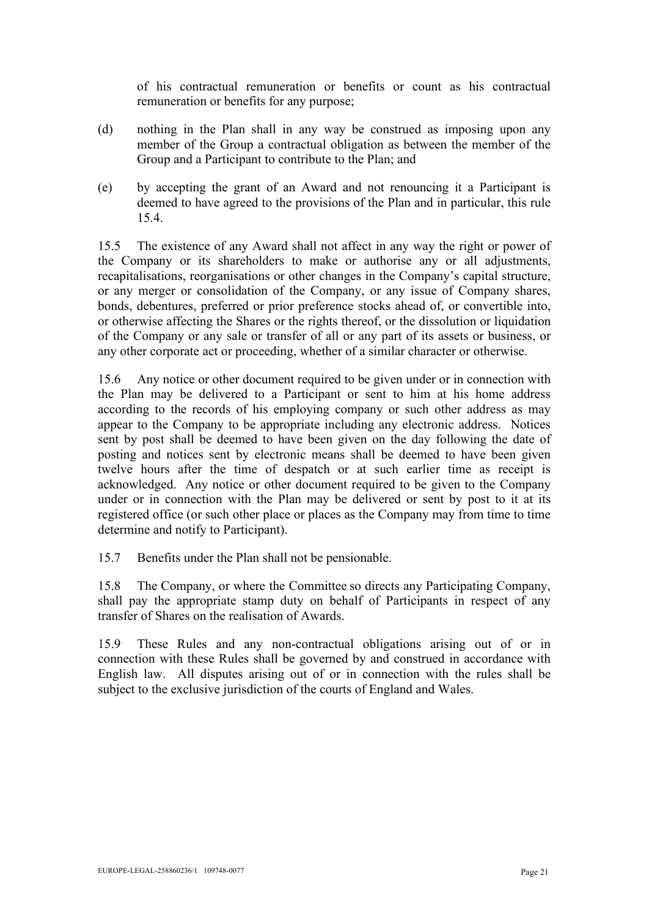of his contractual remuneration or benefits or count as his contractual remuneration or benefits for any purpose;

(d) nothing in the Plan shall in any way be construed as imposing upon any member of the Group a contractual obligation as between the member of the Group and a Participant to contribute to the Plan; and

(e) by accepting the grant of an Award and not renouncing it a Participant is deemed to have agreed to the provisions of the Plan and in particular, this rule 15.4.

15.5 The existence of any Award shall not affect in any way the right or power of the Company or its shareholders to make or authorise any or all adjustments, recapitalisations, reorganisations or other changes in the Company's capital structure, or any merger or consolidation of the Company, or any issue of Company shares, bonds, debentures, preferred or prior preference stocks ahead of, or convertible into, or otherwise affecting the Shares or the rights thereof, or the dissolution or liquidation of the Company or any sale or transfer of all or any part of its assets or business, or any other corporate act or proceeding, whether of a similar character or otherwise.

15.6 Any notice or other document required to be given under or in connection with the Plan may be delivered to a Participant or sent to him at his home address according to the records of his employing company or such other address as may appear to the Company to be appropriate including any electronic address. Notices sent by post shall be deemed to have been given on the day following the date of posting and notices sent by electronic means shall be deemed to have been given twelve hours after the time of despatch or at such earlier time as receipt is acknowledged. Any notice or other document required to be given to the Company under or in connection with the Plan may be delivered or sent by post to it at its registered office (or such other place or places as the Company may from time to time determine and notify to Participant).

15.7 Benefits under the Plan shall not be pensionable.

15.8 The Company, or where the Committee so directs any Participating Company, shall pay the appropriate stamp duty on behalf of Participants in respect of any transfer of Shares on the realisation of Awards.

15.9 These Rules and any non-contractual obligations arising out of or in connection with these Rules shall be governed by and construed in accordance with English law. All disputes arising out of or in connection with the rules shall be subject to the exclusive jurisdiction of the courts of England and Wales.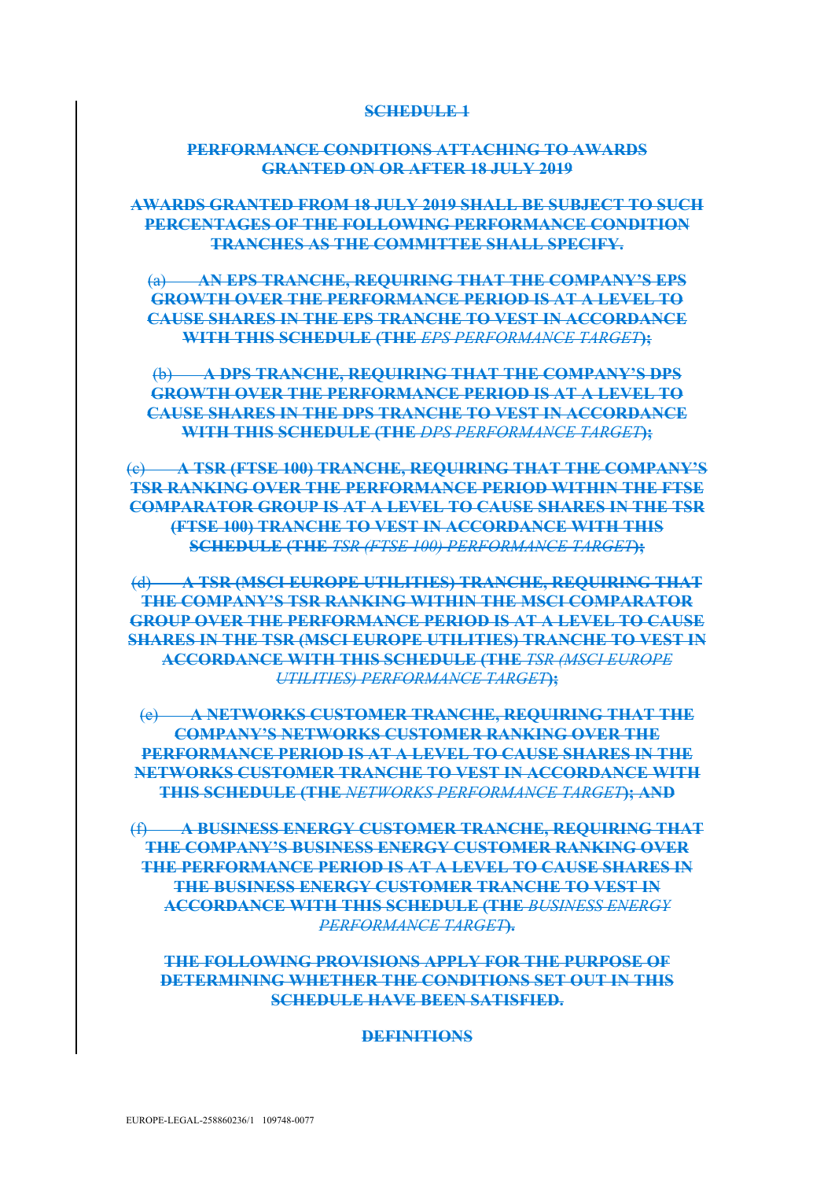**SCHEDULE 1**

**PERFORMANCE CONDITIONS ATTACHING TO AWARDS GRANTED ON OR AFTER 18 JULY 2019**

**AWARDS GRANTED FROM 18 JULY 2019 SHALL BE SUBJECT TO SUCH PERCENTAGES OF THE FOLLOWING PERFORMANCE CONDITION TRANCHES AS THE COMMITTEE SHALL SPECIFY.**

(a) **AN EPS TRANCHE, REQUIRING THAT THE COMPANY'S EPS GROWTH OVER THE PERFORMANCE PERIOD IS AT A LEVEL TO CAUSE SHARES IN THE EPS TRANCHE TO VEST IN ACCORDANCE WITH THIS SCHEDULE (THE** ***EPS PERFORMANCE TARGET*****);**

(b) **A DPS TRANCHE, REQUIRING THAT THE COMPANY'S DPS GROWTH OVER THE PERFORMANCE PERIOD IS AT A LEVEL TO CAUSE SHARES IN THE DPS TRANCHE TO VEST IN ACCORDANCE WITH THIS SCHEDULE (THE** ***DPS PERFORMANCE TARGET*****);**

(c) **A TSR (FTSE 100) TRANCHE, REQUIRING THAT THE COMPANY'S TSR RANKING OVER THE PERFORMANCE PERIOD WITHIN THE FTSE COMPARATOR GROUP IS AT A LEVEL TO CAUSE SHARES IN THE TSR (FTSE 100) TRANCHE TO VEST IN ACCORDANCE WITH THIS SCHEDULE (THE** ***TSR (FTSE 100) PERFORMANCE TARGET*****);**

(d) **A TSR (MSCI EUROPE UTILITIES) TRANCHE, REQUIRING THAT THE COMPANY'S TSR RANKING WITHIN THE MSCI COMPARATOR GROUP OVER THE PERFORMANCE PERIOD IS AT A LEVEL TO CAUSE SHARES IN THE TSR (MSCI EUROPE UTILITIES) TRANCHE TO VEST IN ACCORDANCE WITH THIS SCHEDULE (THE** ***TSR (MSCI EUROPE UTILITIES) PERFORMANCE TARGET*****);**

(e) **A NETWORKS CUSTOMER TRANCHE, REQUIRING THAT THE COMPANY'S NETWORKS CUSTOMER RANKING OVER THE PERFORMANCE PERIOD IS AT A LEVEL TO CAUSE SHARES IN THE NETWORKS CUSTOMER TRANCHE TO VEST IN ACCORDANCE WITH THIS SCHEDULE (THE** ***NETWORKS PERFORMANCE TARGET*****); AND**

(f) **A BUSINESS ENERGY CUSTOMER TRANCHE, REQUIRING THAT THE COMPANY'S BUSINESS ENERGY CUSTOMER RANKING OVER THE PERFORMANCE PERIOD IS AT A LEVEL TO CAUSE SHARES IN THE BUSINESS ENERGY CUSTOMER TRANCHE TO VEST IN ACCORDANCE WITH THIS SCHEDULE (THE** ***BUSINESS ENERGY PERFORMANCE TARGET*****).**

**THE FOLLOWING PROVISIONS APPLY FOR THE PURPOSE OF DETERMINING WHETHER THE CONDITIONS SET OUT IN THIS SCHEDULE HAVE BEEN SATISFIED.**

**DEFINITIONS**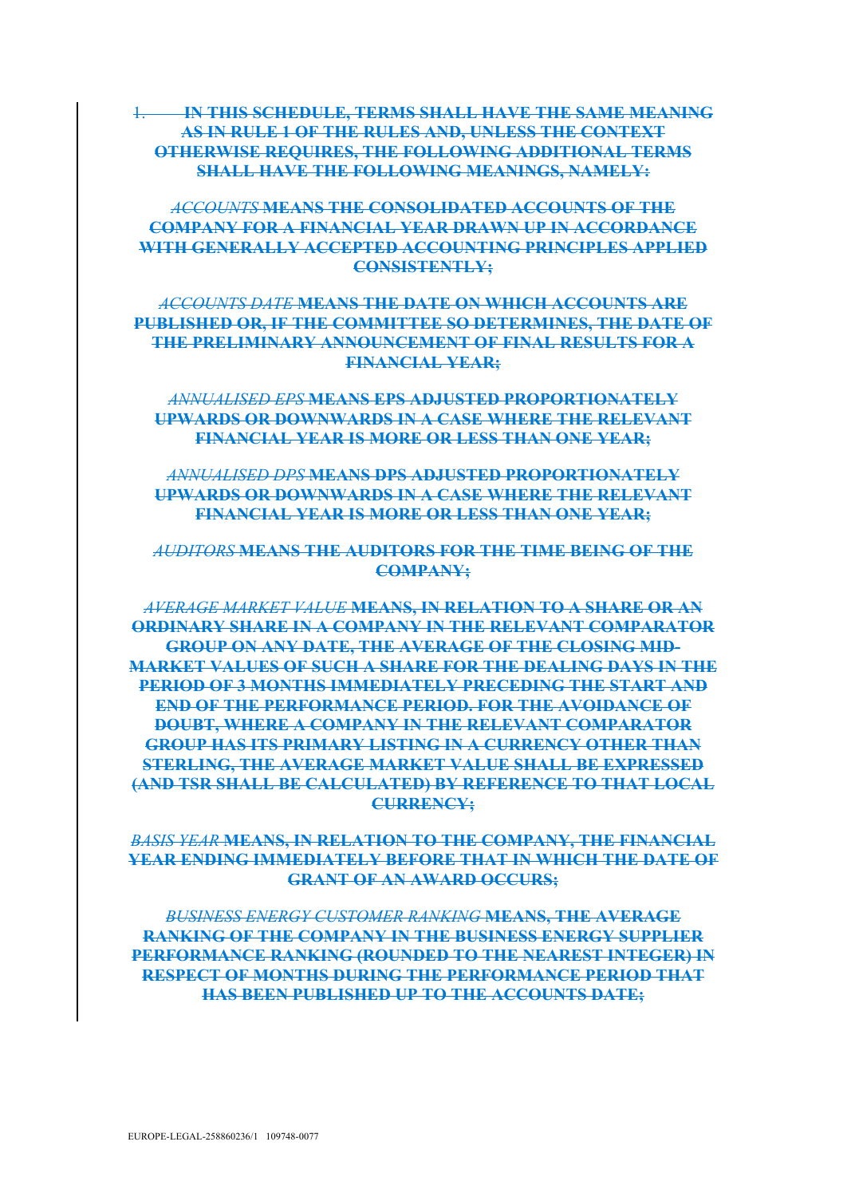1. **IN THIS SCHEDULE, TERMS SHALL HAVE THE SAME MEANING AS IN RULE 1 OF THE RULES AND, UNLESS THE CONTEXT OTHERWISE REQUIRES, THE FOLLOWING ADDITIONAL TERMS SHALL HAVE THE FOLLOWING MEANINGS, NAMELY:**

*ACCOUNTS* **MEANS THE CONSOLIDATED ACCOUNTS OF THE COMPANY FOR A FINANCIAL YEAR DRAWN UP IN ACCORDANCE WITH GENERALLY ACCEPTED ACCOUNTING PRINCIPLES APPLIED CONSISTENTLY;**

*ACCOUNTS DATE* **MEANS THE DATE ON WHICH ACCOUNTS ARE PUBLISHED OR, IF THE COMMITTEE SO DETERMINES, THE DATE OF THE PRELIMINARY ANNOUNCEMENT OF FINAL RESULTS FOR A FINANCIAL YEAR;**

*ANNUALISED EPS* **MEANS EPS ADJUSTED PROPORTIONATELY UPWARDS OR DOWNWARDS IN A CASE WHERE THE RELEVANT FINANCIAL YEAR IS MORE OR LESS THAN ONE YEAR;**

*ANNUALISED DPS* **MEANS DPS ADJUSTED PROPORTIONATELY UPWARDS OR DOWNWARDS IN A CASE WHERE THE RELEVANT FINANCIAL YEAR IS MORE OR LESS THAN ONE YEAR;**

*AUDITORS* **MEANS THE AUDITORS FOR THE TIME BEING OF THE COMPANY;**

*AVERAGE MARKET VALUE* **MEANS, IN RELATION TO A SHARE OR AN ORDINARY SHARE IN A COMPANY IN THE RELEVANT COMPARATOR GROUP ON ANY DATE, THE AVERAGE OF THE CLOSING MID-MARKET VALUES OF SUCH A SHARE FOR THE DEALING DAYS IN THE PERIOD OF 3 MONTHS IMMEDIATELY PRECEDING THE START AND END OF THE PERFORMANCE PERIOD. FOR THE AVOIDANCE OF DOUBT, WHERE A COMPANY IN THE RELEVANT COMPARATOR GROUP HAS ITS PRIMARY LISTING IN A CURRENCY OTHER THAN STERLING, THE AVERAGE MARKET VALUE SHALL BE EXPRESSED (AND TSR SHALL BE CALCULATED) BY REFERENCE TO THAT LOCAL CURRENCY;**

*BASIS YEAR* **MEANS, IN RELATION TO THE COMPANY, THE FINANCIAL YEAR ENDING IMMEDIATELY BEFORE THAT IN WHICH THE DATE OF GRANT OF AN AWARD OCCURS;**

*BUSINESS ENERGY CUSTOMER RANKING* **MEANS, THE AVERAGE RANKING OF THE COMPANY IN THE BUSINESS ENERGY SUPPLIER PERFORMANCE RANKING (ROUNDED TO THE NEAREST INTEGER) IN RESPECT OF MONTHS DURING THE PERFORMANCE PERIOD THAT HAS BEEN PUBLISHED UP TO THE ACCOUNTS DATE;**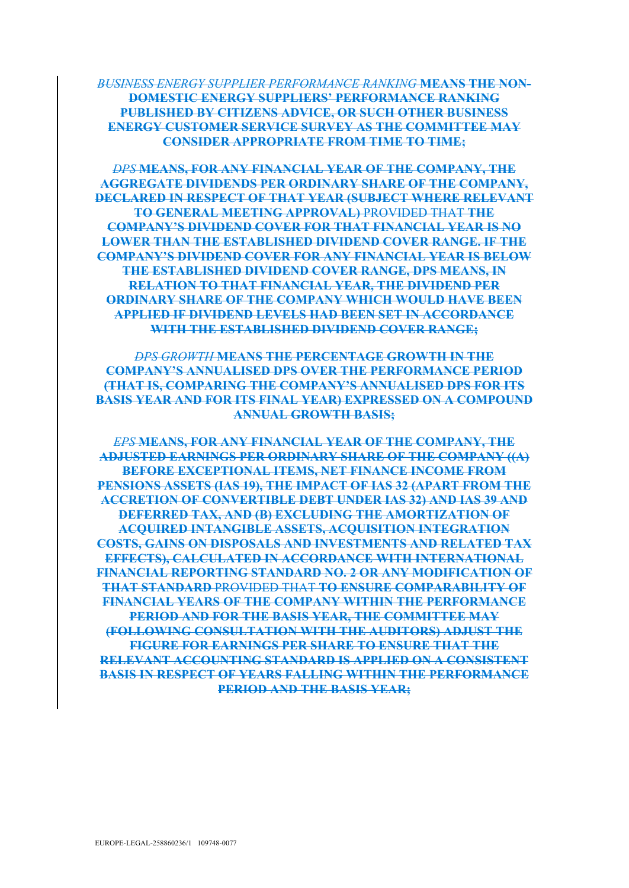*BUSINESS ENERGY SUPPLIER PERFORMANCE RANKING* **MEANS THE NON-DOMESTIC ENERGY SUPPLIERS' PERFORMANCE RANKING PUBLISHED BY CITIZENS ADVICE, OR SUCH OTHER BUSINESS ENERGY CUSTOMER SERVICE SURVEY AS THE COMMITTEE MAY CONSIDER APPROPRIATE FROM TIME TO TIME;**

*DPS* **MEANS, FOR ANY FINANCIAL YEAR OF THE COMPANY, THE AGGREGATE DIVIDENDS PER ORDINARY SHARE OF THE COMPANY, DECLARED IN RESPECT OF THAT YEAR (SUBJECT WHERE RELEVANT TO GENERAL MEETING APPROVAL)** PROVIDED THAT **THE COMPANY'S DIVIDEND COVER FOR THAT FINANCIAL YEAR IS NO LOWER THAN THE ESTABLISHED DIVIDEND COVER RANGE. IF THE COMPANY'S DIVIDEND COVER FOR ANY FINANCIAL YEAR IS BELOW THE ESTABLISHED DIVIDEND COVER RANGE, DPS MEANS, IN RELATION TO THAT FINANCIAL YEAR, THE DIVIDEND PER ORDINARY SHARE OF THE COMPANY WHICH WOULD HAVE BEEN APPLIED IF DIVIDEND LEVELS HAD BEEN SET IN ACCORDANCE WITH THE ESTABLISHED DIVIDEND COVER RANGE;**

*DPS GROWTH* **MEANS THE PERCENTAGE GROWTH IN THE COMPANY'S ANNUALISED DPS OVER THE PERFORMANCE PERIOD (THAT IS, COMPARING THE COMPANY'S ANNUALISED DPS FOR ITS BASIS YEAR AND FOR ITS FINAL YEAR) EXPRESSED ON A COMPOUND ANNUAL GROWTH BASIS;**

*EPS* **MEANS, FOR ANY FINANCIAL YEAR OF THE COMPANY, THE ADJUSTED EARNINGS PER ORDINARY SHARE OF THE COMPANY ((A) BEFORE EXCEPTIONAL ITEMS, NET FINANCE INCOME FROM PENSIONS ASSETS (IAS 19), THE IMPACT OF IAS 32 (APART FROM THE ACCRETION OF CONVERTIBLE DEBT UNDER IAS 32) AND IAS 39 AND DEFERRED TAX, AND (B) EXCLUDING THE AMORTIZATION OF ACQUIRED INTANGIBLE ASSETS, ACQUISITION INTEGRATION COSTS, GAINS ON DISPOSALS AND INVESTMENTS AND RELATED TAX EFFECTS), CALCULATED IN ACCORDANCE WITH INTERNATIONAL FINANCIAL REPORTING STANDARD NO. 2 OR ANY MODIFICATION OF THAT STANDARD** PROVIDED THAT **TO ENSURE COMPARABILITY OF FINANCIAL YEARS OF THE COMPANY WITHIN THE PERFORMANCE PERIOD AND FOR THE BASIS YEAR, THE COMMITTEE MAY (FOLLOWING CONSULTATION WITH THE AUDITORS) ADJUST THE FIGURE FOR EARNINGS PER SHARE TO ENSURE THAT THE RELEVANT ACCOUNTING STANDARD IS APPLIED ON A CONSISTENT BASIS IN RESPECT OF YEARS FALLING WITHIN THE PERFORMANCE PERIOD AND THE BASIS YEAR;**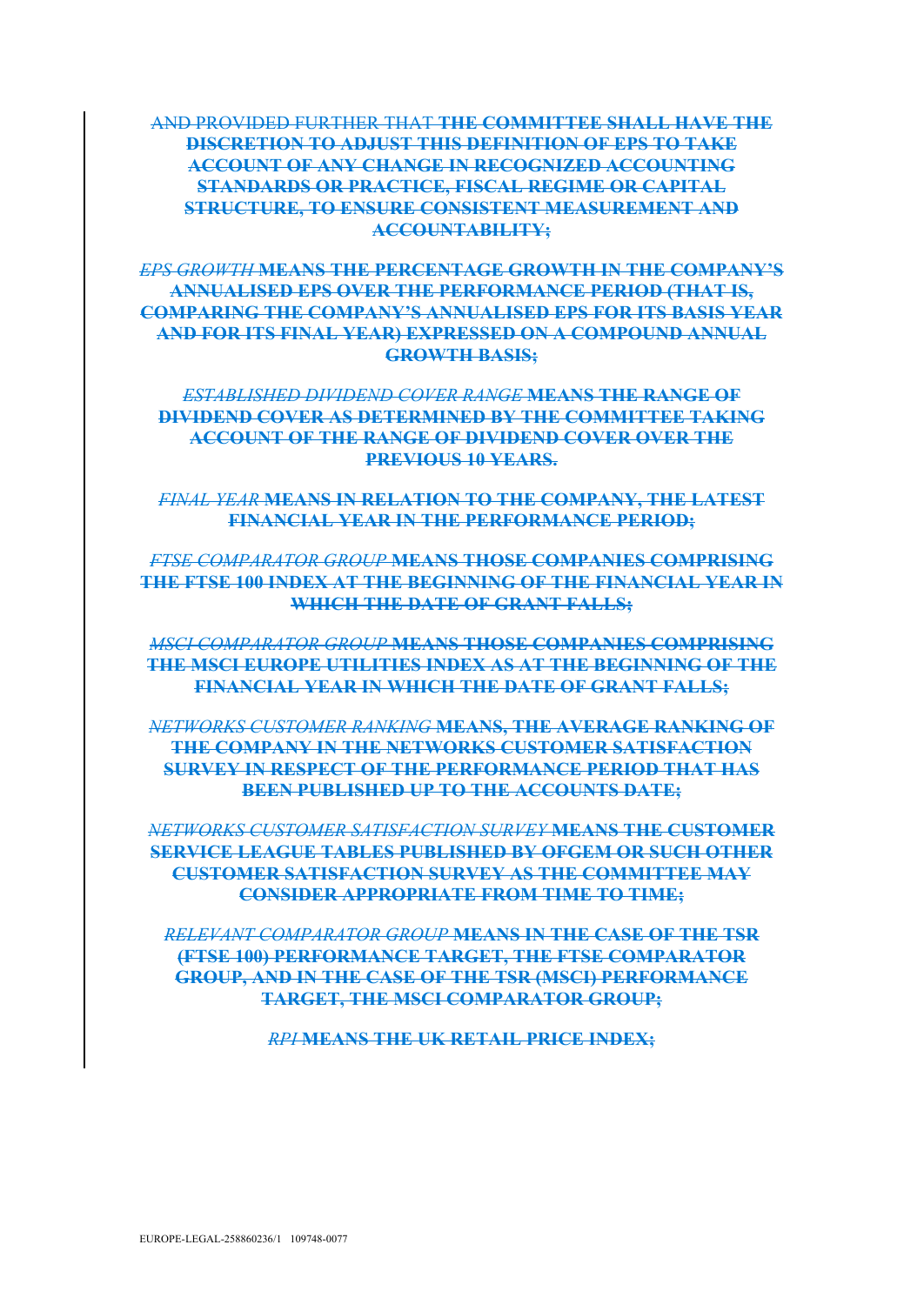~~AND PROVIDED FURTHER THAT~~ ~~**THE COMMITTEE SHALL HAVE THE DISCRETION TO ADJUST THIS DEFINITION OF EPS TO TAKE ACCOUNT OF ANY CHANGE IN RECOGNIZED ACCOUNTING STANDARDS OR PRACTICE, FISCAL REGIME OR CAPITAL STRUCTURE, TO ENSURE CONSISTENT MEASUREMENT AND ACCOUNTABILITY;**~~

~~*EPS GROWTH*~~ ~~**MEANS THE PERCENTAGE GROWTH IN THE COMPANY'S ANNUALISED EPS OVER THE PERFORMANCE PERIOD (THAT IS, COMPARING THE COMPANY'S ANNUALISED EPS FOR ITS BASIS YEAR AND FOR ITS FINAL YEAR) EXPRESSED ON A COMPOUND ANNUAL GROWTH BASIS;**~~

~~*ESTABLISHED DIVIDEND COVER RANGE*~~ ~~**MEANS THE RANGE OF DIVIDEND COVER AS DETERMINED BY THE COMMITTEE TAKING ACCOUNT OF THE RANGE OF DIVIDEND COVER OVER THE PREVIOUS 10 YEARS.**~~

~~*FINAL YEAR*~~ ~~**MEANS IN RELATION TO THE COMPANY, THE LATEST FINANCIAL YEAR IN THE PERFORMANCE PERIOD;**~~

~~*FTSE COMPARATOR GROUP*~~ ~~**MEANS THOSE COMPANIES COMPRISING THE FTSE 100 INDEX AT THE BEGINNING OF THE FINANCIAL YEAR IN WHICH THE DATE OF GRANT FALLS;**~~

~~*MSCI COMPARATOR GROUP*~~ ~~**MEANS THOSE COMPANIES COMPRISING THE MSCI EUROPE UTILITIES INDEX AS AT THE BEGINNING OF THE FINANCIAL YEAR IN WHICH THE DATE OF GRANT FALLS;**~~

~~*NETWORKS CUSTOMER RANKING*~~ ~~**MEANS, THE AVERAGE RANKING OF THE COMPANY IN THE NETWORKS CUSTOMER SATISFACTION SURVEY IN RESPECT OF THE PERFORMANCE PERIOD THAT HAS BEEN PUBLISHED UP TO THE ACCOUNTS DATE;**~~

~~*NETWORKS CUSTOMER SATISFACTION SURVEY*~~ ~~**MEANS THE CUSTOMER SERVICE LEAGUE TABLES PUBLISHED BY OFGEM OR SUCH OTHER CUSTOMER SATISFACTION SURVEY AS THE COMMITTEE MAY CONSIDER APPROPRIATE FROM TIME TO TIME;**~~

~~*RELEVANT COMPARATOR GROUP*~~ ~~**MEANS IN THE CASE OF THE TSR (FTSE 100) PERFORMANCE TARGET, THE FTSE COMPARATOR GROUP, AND IN THE CASE OF THE TSR (MSCI) PERFORMANCE TARGET, THE MSCI COMPARATOR GROUP;**~~

~~*RPI*~~ ~~**MEANS THE UK RETAIL PRICE INDEX;**~~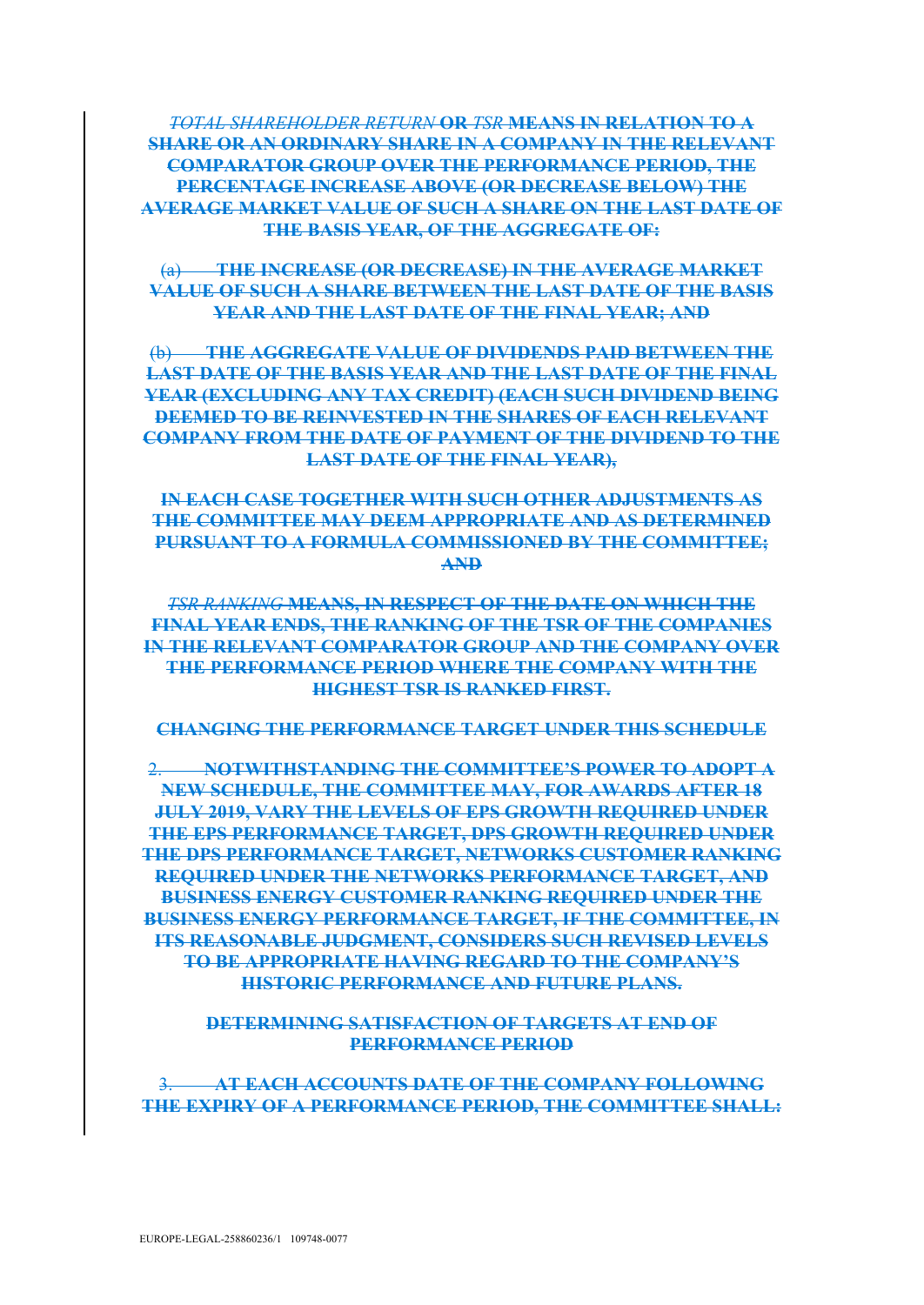*TOTAL SHAREHOLDER RETURN* **OR** *TSR* **MEANS IN RELATION TO A SHARE OR AN ORDINARY SHARE IN A COMPANY IN THE RELEVANT COMPARATOR GROUP OVER THE PERFORMANCE PERIOD, THE PERCENTAGE INCREASE ABOVE (OR DECREASE BELOW) THE AVERAGE MARKET VALUE OF SUCH A SHARE ON THE LAST DATE OF THE BASIS YEAR, OF THE AGGREGATE OF:**

(a) **THE INCREASE (OR DECREASE) IN THE AVERAGE MARKET VALUE OF SUCH A SHARE BETWEEN THE LAST DATE OF THE BASIS YEAR AND THE LAST DATE OF THE FINAL YEAR; AND**

(b) **THE AGGREGATE VALUE OF DIVIDENDS PAID BETWEEN THE LAST DATE OF THE BASIS YEAR AND THE LAST DATE OF THE FINAL YEAR (EXCLUDING ANY TAX CREDIT) (EACH SUCH DIVIDEND BEING DEEMED TO BE REINVESTED IN THE SHARES OF EACH RELEVANT COMPANY FROM THE DATE OF PAYMENT OF THE DIVIDEND TO THE LAST DATE OF THE FINAL YEAR),**

**IN EACH CASE TOGETHER WITH SUCH OTHER ADJUSTMENTS AS THE COMMITTEE MAY DEEM APPROPRIATE AND AS DETERMINED PURSUANT TO A FORMULA COMMISSIONED BY THE COMMITTEE; AND**

*TSR RANKING* **MEANS, IN RESPECT OF THE DATE ON WHICH THE FINAL YEAR ENDS, THE RANKING OF THE TSR OF THE COMPANIES IN THE RELEVANT COMPARATOR GROUP AND THE COMPANY OVER THE PERFORMANCE PERIOD WHERE THE COMPANY WITH THE HIGHEST TSR IS RANKED FIRST.**

**CHANGING THE PERFORMANCE TARGET UNDER THIS SCHEDULE**

2. **NOTWITHSTANDING THE COMMITTEE'S POWER TO ADOPT A NEW SCHEDULE, THE COMMITTEE MAY, FOR AWARDS AFTER 18 JULY 2019, VARY THE LEVELS OF EPS GROWTH REQUIRED UNDER THE EPS PERFORMANCE TARGET, DPS GROWTH REQUIRED UNDER THE DPS PERFORMANCE TARGET, NETWORKS CUSTOMER RANKING REQUIRED UNDER THE NETWORKS PERFORMANCE TARGET, AND BUSINESS ENERGY CUSTOMER RANKING REQUIRED UNDER THE BUSINESS ENERGY PERFORMANCE TARGET, IF THE COMMITTEE, IN ITS REASONABLE JUDGMENT, CONSIDERS SUCH REVISED LEVELS TO BE APPROPRIATE HAVING REGARD TO THE COMPANY'S HISTORIC PERFORMANCE AND FUTURE PLANS.**

**DETERMINING SATISFACTION OF TARGETS AT END OF PERFORMANCE PERIOD**

3. **AT EACH ACCOUNTS DATE OF THE COMPANY FOLLOWING THE EXPIRY OF A PERFORMANCE PERIOD, THE COMMITTEE SHALL:**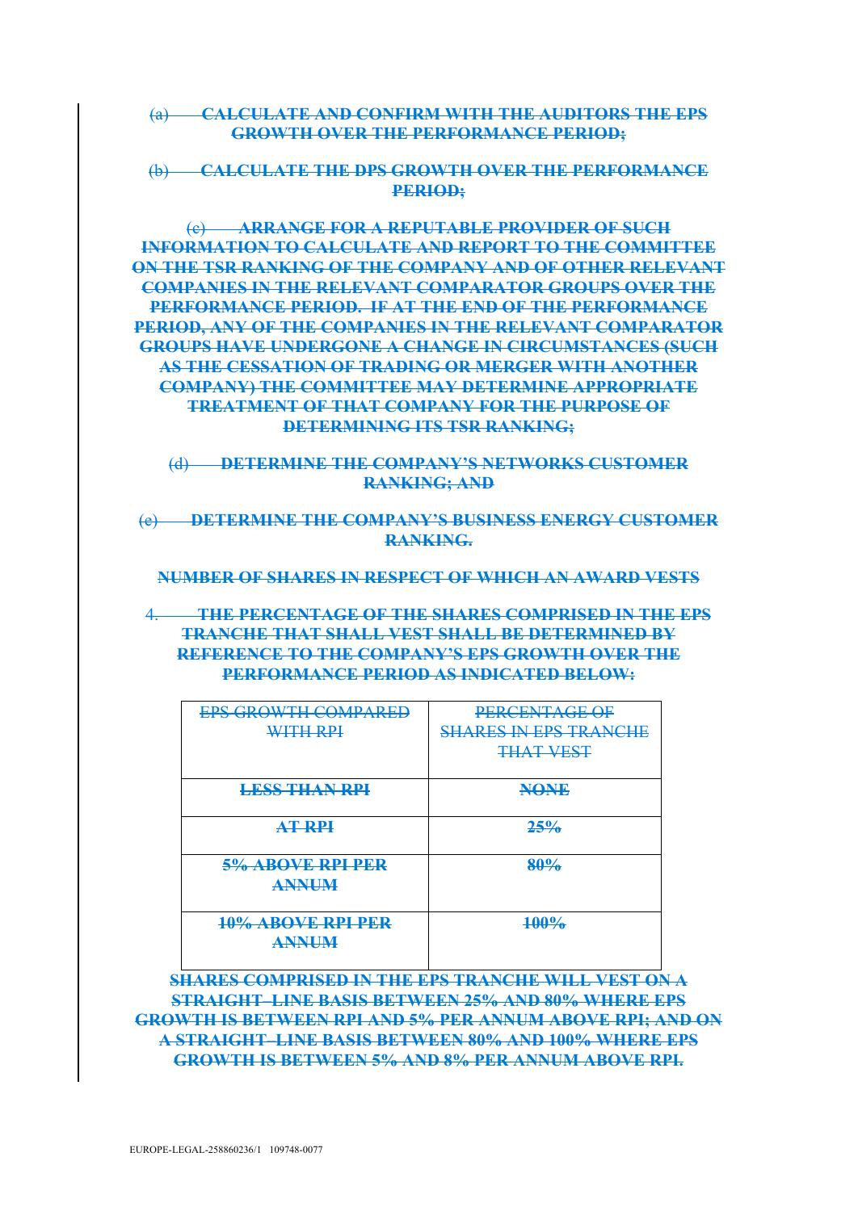~~(a) CALCULATE AND CONFIRM WITH THE AUDITORS THE EPS GROWTH OVER THE PERFORMANCE PERIOD;~~

~~(b) CALCULATE THE DPS GROWTH OVER THE PERFORMANCE PERIOD;~~

~~(c) ARRANGE FOR A REPUTABLE PROVIDER OF SUCH INFORMATION TO CALCULATE AND REPORT TO THE COMMITTEE ON THE TSR RANKING OF THE COMPANY AND OF OTHER RELEVANT COMPANIES IN THE RELEVANT COMPARATOR GROUPS OVER THE PERFORMANCE PERIOD. IF AT THE END OF THE PERFORMANCE PERIOD, ANY OF THE COMPANIES IN THE RELEVANT COMPARATOR GROUPS HAVE UNDERGONE A CHANGE IN CIRCUMSTANCES (SUCH AS THE CESSATION OF TRADING OR MERGER WITH ANOTHER COMPANY) THE COMMITTEE MAY DETERMINE APPROPRIATE TREATMENT OF THAT COMPANY FOR THE PURPOSE OF DETERMINING ITS TSR RANKING;~~

~~(d) DETERMINE THE COMPANY'S NETWORKS CUSTOMER RANKING; AND~~

~~(e) DETERMINE THE COMPANY'S BUSINESS ENERGY CUSTOMER RANKING.~~

~~**NUMBER OF SHARES IN RESPECT OF WHICH AN AWARD VESTS**~~

~~4. THE PERCENTAGE OF THE SHARES COMPRISED IN THE EPS TRANCHE THAT SHALL VEST SHALL BE DETERMINED BY REFERENCE TO THE COMPANY'S EPS GROWTH OVER THE PERFORMANCE PERIOD AS INDICATED BELOW:~~

| ~~EPS GROWTH COMPARED WITH RPI~~ | ~~PERCENTAGE OF SHARES IN EPS TRANCHE THAT VEST~~ |
|---|---|
| ~~**LESS THAN RPI**~~ | ~~**NONE**~~ |
| ~~**AT RPI**~~ | ~~**25%**~~ |
| ~~**5% ABOVE RPI PER ANNUM**~~ | ~~**80%**~~ |
| ~~**10% ABOVE RPI PER ANNUM**~~ | ~~**100%**~~ |

~~**SHARES COMPRISED IN THE EPS TRANCHE WILL VEST ON A STRAIGHT-LINE BASIS BETWEEN 25% AND 80% WHERE EPS GROWTH IS BETWEEN RPI AND 5% PER ANNUM ABOVE RPI; AND ON A STRAIGHT-LINE BASIS BETWEEN 80% AND 100% WHERE EPS GROWTH IS BETWEEN 5% AND 8% PER ANNUM ABOVE RPI.**~~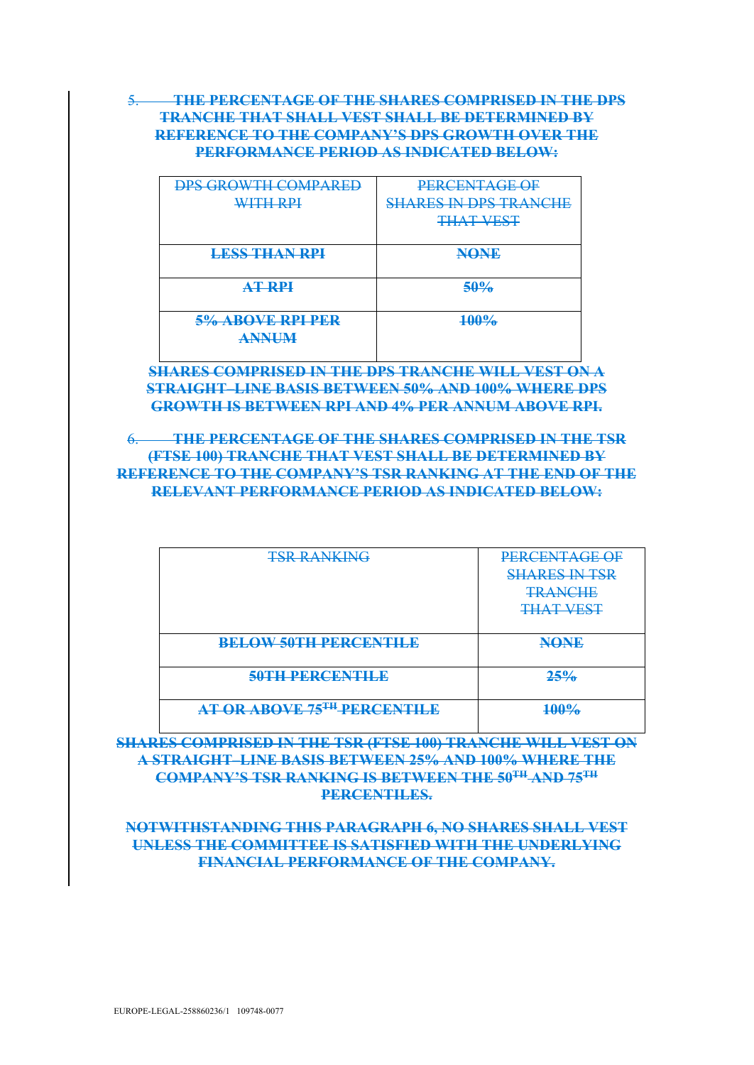~~5. THE PERCENTAGE OF THE SHARES COMPRISED IN THE DPS TRANCHE THAT SHALL VEST SHALL BE DETERMINED BY REFERENCE TO THE COMPANY'S DPS GROWTH OVER THE PERFORMANCE PERIOD AS INDICATED BELOW:~~

| ~~DPS GROWTH COMPARED WITH RPI~~ | ~~PERCENTAGE OF SHARES IN DPS TRANCHE THAT VEST~~ |
|---|---|
| ~~**LESS THAN RPI**~~ | ~~**NONE**~~ |
| ~~**AT RPI**~~ | ~~**50%**~~ |
| ~~**5% ABOVE RPI PER ANNUM**~~ | ~~**100%**~~ |

~~**SHARES COMPRISED IN THE DPS TRANCHE WILL VEST ON A STRAIGHT–LINE BASIS BETWEEN 50% AND 100% WHERE DPS GROWTH IS BETWEEN RPI AND 4% PER ANNUM ABOVE RPI.**~~

~~6. THE PERCENTAGE OF THE SHARES COMPRISED IN THE TSR (FTSE 100) TRANCHE THAT VEST SHALL BE DETERMINED BY REFERENCE TO THE COMPANY'S TSR RANKING AT THE END OF THE RELEVANT PERFORMANCE PERIOD AS INDICATED BELOW:~~

| ~~TSR RANKING~~ | ~~PERCENTAGE OF SHARES IN TSR TRANCHE THAT VEST~~ |
|---|---|
| ~~**BELOW 50TH PERCENTILE**~~ | ~~**NONE**~~ |
| ~~**50TH PERCENTILE**~~ | ~~**25%**~~ |
| ~~**AT OR ABOVE 75TH PERCENTILE**~~ | ~~**100%**~~ |

~~**SHARES COMPRISED IN THE TSR (FTSE 100) TRANCHE WILL VEST ON A STRAIGHT–LINE BASIS BETWEEN 25% AND 100% WHERE THE COMPANY'S TSR RANKING IS BETWEEN THE 50TH AND 75TH PERCENTILES.**~~

~~**NOTWITHSTANDING THIS PARAGRAPH 6, NO SHARES SHALL VEST UNLESS THE COMMITTEE IS SATISFIED WITH THE UNDERLYING FINANCIAL PERFORMANCE OF THE COMPANY.**~~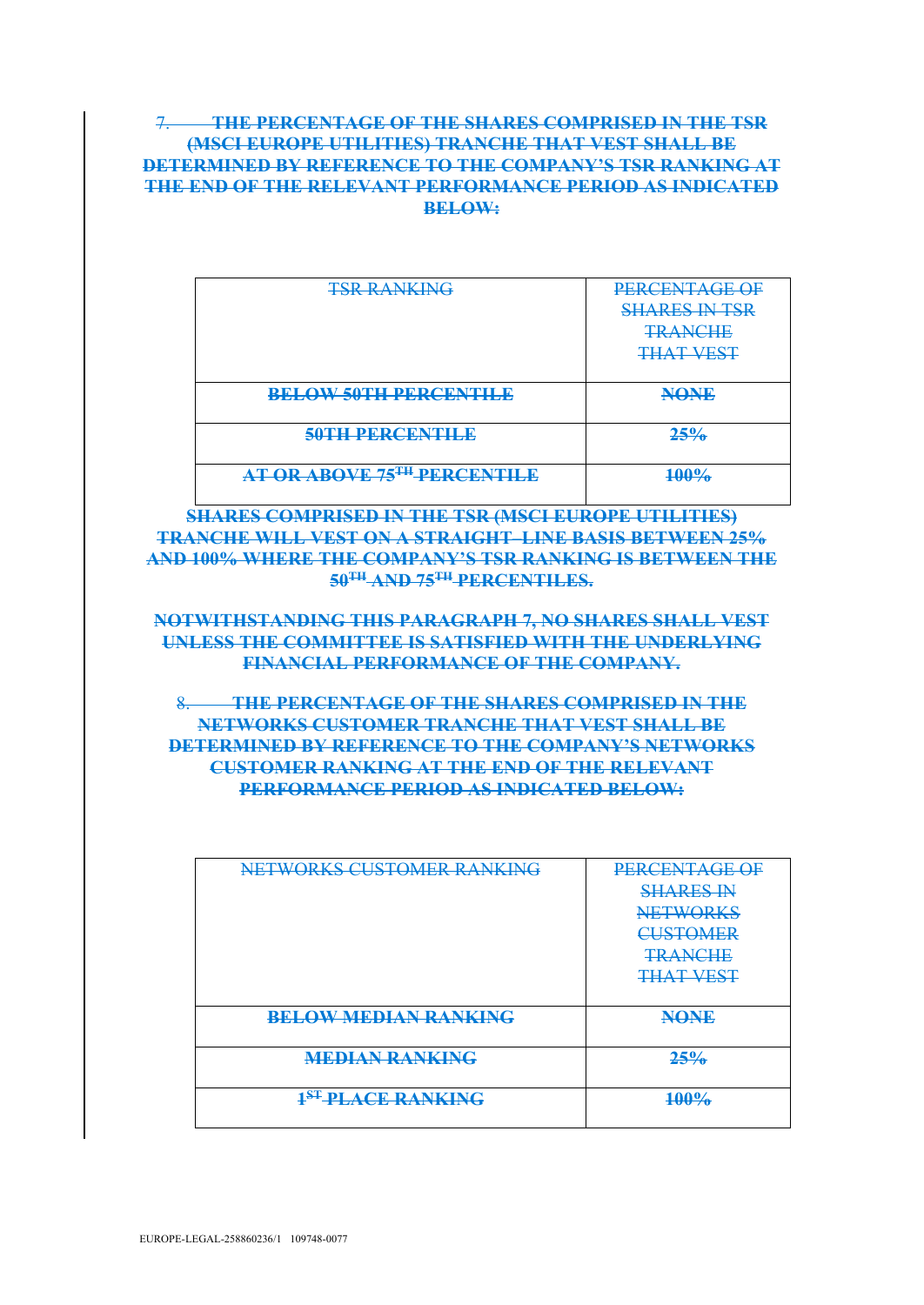7. **THE PERCENTAGE OF THE SHARES COMPRISED IN THE TSR (MSCI EUROPE UTILITIES) TRANCHE THAT VEST SHALL BE DETERMINED BY REFERENCE TO THE COMPANY'S TSR RANKING AT THE END OF THE RELEVANT PERFORMANCE PERIOD AS INDICATED BELOW:**

| TSR RANKING | PERCENTAGE OF SHARES IN TSR TRANCHE THAT VEST |
|---|---|
| **BELOW 50TH PERCENTILE** | **NONE** |
| **50TH PERCENTILE** | **25%** |
| **AT OR ABOVE 75TH PERCENTILE** | **100%** |

**SHARES COMPRISED IN THE TSR (MSCI EUROPE UTILITIES) TRANCHE WILL VEST ON A STRAIGHT-LINE BASIS BETWEEN 25% AND 100% WHERE THE COMPANY'S TSR RANKING IS BETWEEN THE 50TH AND 75TH PERCENTILES.**

**NOTWITHSTANDING THIS PARAGRAPH 7, NO SHARES SHALL VEST UNLESS THE COMMITTEE IS SATISFIED WITH THE UNDERLYING FINANCIAL PERFORMANCE OF THE COMPANY.**

8. **THE PERCENTAGE OF THE SHARES COMPRISED IN THE NETWORKS CUSTOMER TRANCHE THAT VEST SHALL BE DETERMINED BY REFERENCE TO THE COMPANY'S NETWORKS CUSTOMER RANKING AT THE END OF THE RELEVANT PERFORMANCE PERIOD AS INDICATED BELOW:**

| NETWORKS CUSTOMER RANKING | PERCENTAGE OF SHARES IN NETWORKS CUSTOMER TRANCHE THAT VEST |
|---|---|
| **BELOW MEDIAN RANKING** | **NONE** |
| **MEDIAN RANKING** | **25%** |
| **1ST PLACE RANKING** | **100%** |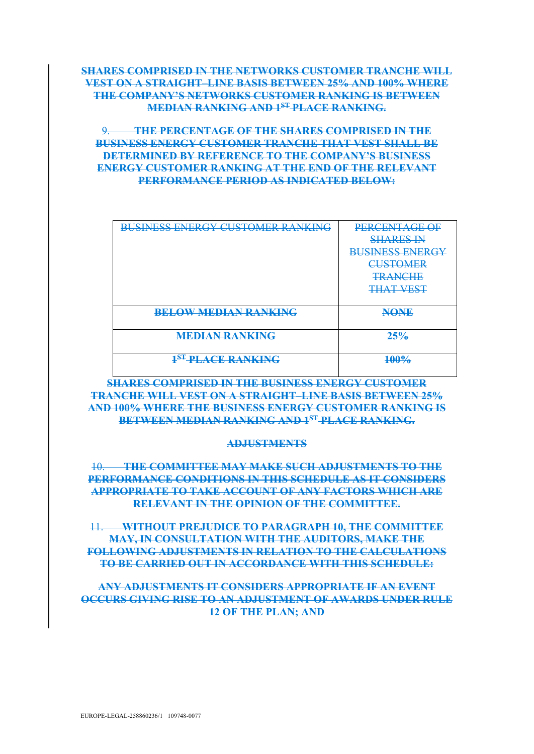~~**SHARES COMPRISED IN THE NETWORKS CUSTOMER TRANCHE WILL VEST ON A STRAIGHT–LINE BASIS BETWEEN 25% AND 100% WHERE THE COMPANY'S NETWORKS CUSTOMER RANKING IS BETWEEN MEDIAN RANKING AND 1ST PLACE RANKING.**~~

~~9. **THE PERCENTAGE OF THE SHARES COMPRISED IN THE BUSINESS ENERGY CUSTOMER TRANCHE THAT VEST SHALL BE DETERMINED BY REFERENCE TO THE COMPANY'S BUSINESS ENERGY CUSTOMER RANKING AT THE END OF THE RELEVANT PERFORMANCE PERIOD AS INDICATED BELOW:**~~

| ~~BUSINESS ENERGY CUSTOMER RANKING~~ | ~~PERCENTAGE OF SHARES IN BUSINESS ENERGY CUSTOMER TRANCHE THAT VEST~~ |
|---|---|
| ~~**BELOW MEDIAN RANKING**~~ | ~~**NONE**~~ |
| ~~**MEDIAN RANKING**~~ | ~~**25%**~~ |
| ~~**1ST PLACE RANKING**~~ | ~~**100%**~~ |

~~**SHARES COMPRISED IN THE BUSINESS ENERGY CUSTOMER TRANCHE WILL VEST ON A STRAIGHT–LINE BASIS BETWEEN 25% AND 100% WHERE THE BUSINESS ENERGY CUSTOMER RANKING IS BETWEEN MEDIAN RANKING AND 1ST PLACE RANKING.**~~

~~**ADJUSTMENTS**~~

~~10. **THE COMMITTEE MAY MAKE SUCH ADJUSTMENTS TO THE PERFORMANCE CONDITIONS IN THIS SCHEDULE AS IT CONSIDERS APPROPRIATE TO TAKE ACCOUNT OF ANY FACTORS WHICH ARE RELEVANT IN THE OPINION OF THE COMMITTEE.**~~

~~11. **WITHOUT PREJUDICE TO PARAGRAPH 10, THE COMMITTEE MAY, IN CONSULTATION WITH THE AUDITORS, MAKE THE FOLLOWING ADJUSTMENTS IN RELATION TO THE CALCULATIONS TO BE CARRIED OUT IN ACCORDANCE WITH THIS SCHEDULE:**~~

~~**ANY ADJUSTMENTS IT CONSIDERS APPROPRIATE IF AN EVENT OCCURS GIVING RISE TO AN ADJUSTMENT OF AWARDS UNDER RULE 12 OF THE PLAN; AND**~~

EUROPE-LEGAL-258860236/1 109748-0077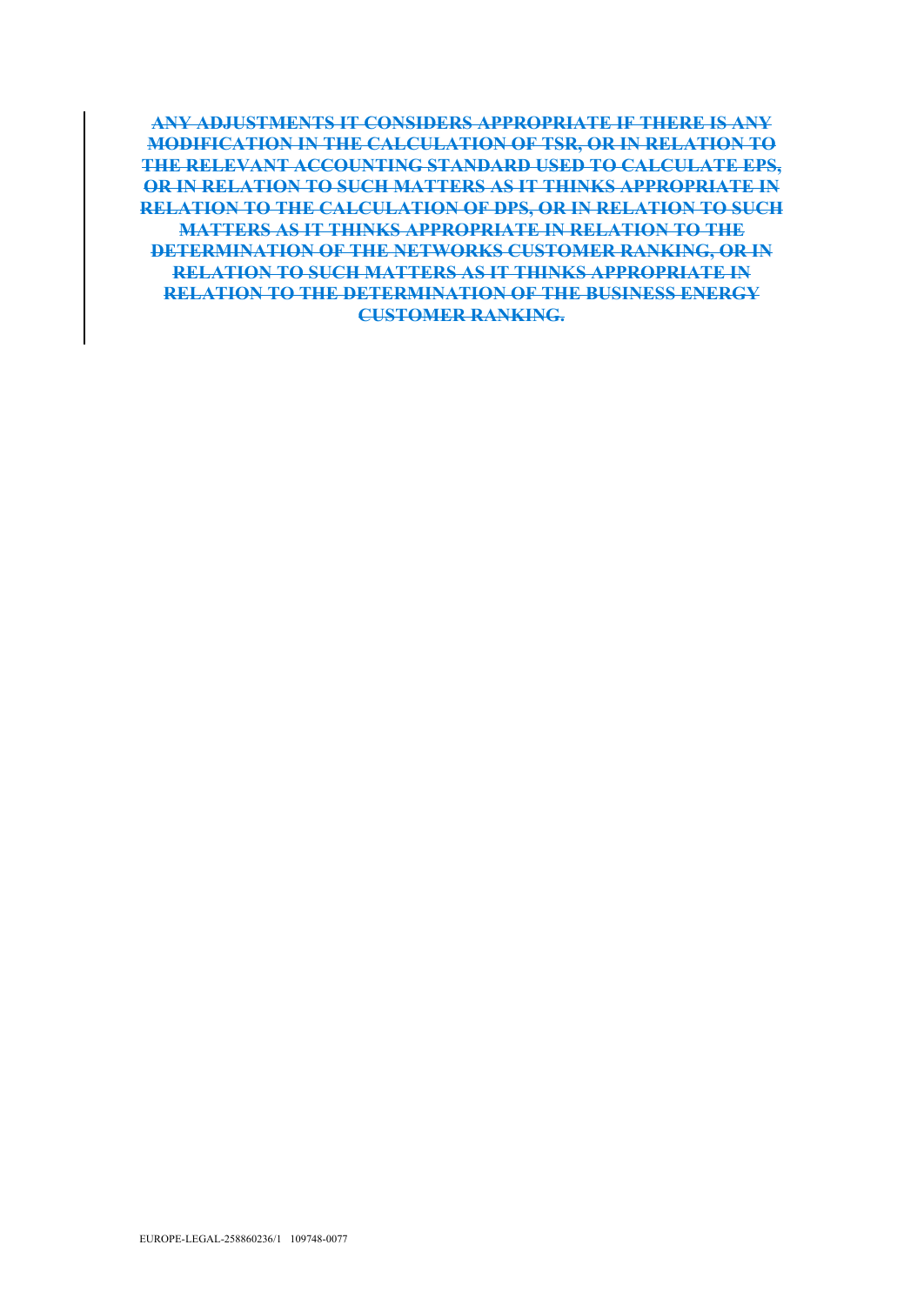**~~ANY ADJUSTMENTS IT CONSIDERS APPROPRIATE IF THERE IS ANY MODIFICATION IN THE CALCULATION OF TSR, OR IN RELATION TO THE RELEVANT ACCOUNTING STANDARD USED TO CALCULATE EPS, OR IN RELATION TO SUCH MATTERS AS IT THINKS APPROPRIATE IN RELATION TO THE CALCULATION OF DPS, OR IN RELATION TO SUCH MATTERS AS IT THINKS APPROPRIATE IN RELATION TO THE DETERMINATION OF THE NETWORKS CUSTOMER RANKING, OR IN RELATION TO SUCH MATTERS AS IT THINKS APPROPRIATE IN RELATION TO THE DETERMINATION OF THE BUSINESS ENERGY CUSTOMER RANKING.~~**

EUROPE-LEGAL-258860236/1 109748-0077